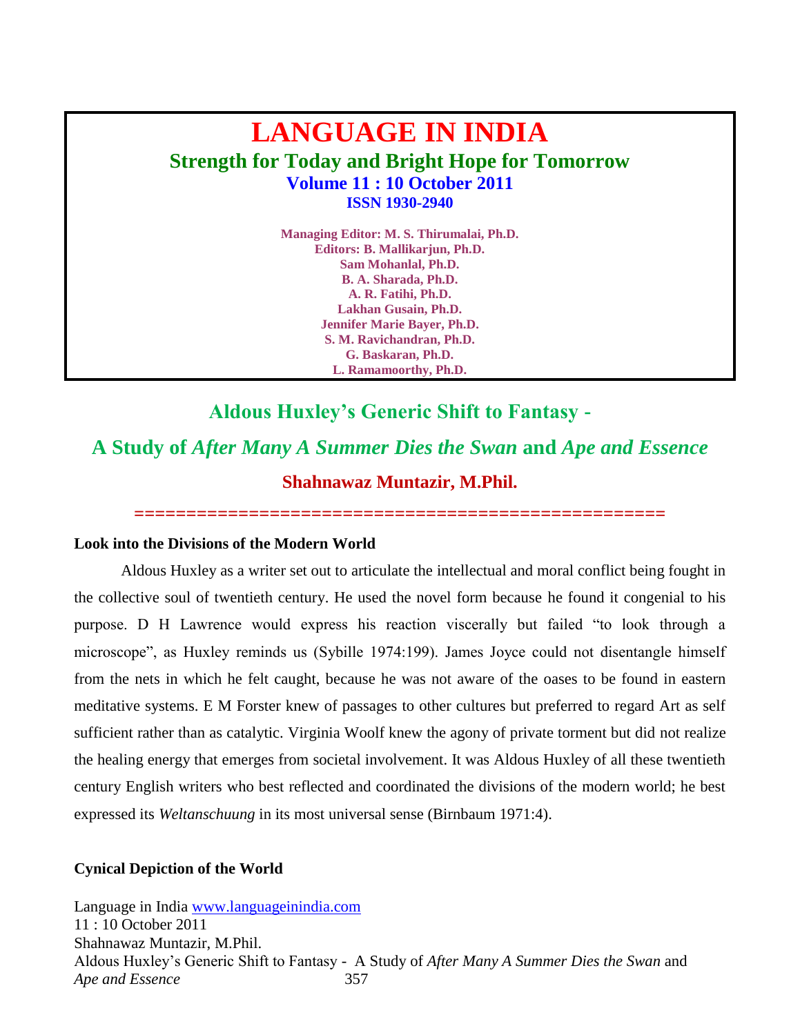# LANGUAGE IN INDIA

**Strength for Today and Bright Hope for Tomorrow**

**Volume 11 : 10 October 2011**

**ISSN 1930-2940**

**Managing Editor: M. S. Thirumalai, Ph.D.**
**Editors: B. Mallikarjun, Ph.D.**
**Sam Mohanlal, Ph.D.**
**B. A. Sharada, Ph.D.**
**A. R. Fatihi, Ph.D.**
**Lakhan Gusain, Ph.D.**
**Jennifer Marie Bayer, Ph.D.**
**S. M. Ravichandran, Ph.D.**
**G. Baskaran, Ph.D.**
**L. Ramamoorthy, Ph.D.**

## Aldous Huxley's Generic Shift to Fantasy - A Study of *After Many A Summer Dies the Swan* and *Ape and Essence*

**Shahnawaz Muntazir, M.Phil.**

==================================================

### Look into the Divisions of the Modern World

Aldous Huxley as a writer set out to articulate the intellectual and moral conflict being fought in the collective soul of twentieth century. He used the novel form because he found it congenial to his purpose. D H Lawrence would express his reaction viscerally but failed "to look through a microscope", as Huxley reminds us (Sybille 1974:199). James Joyce could not disentangle himself from the nets in which he felt caught, because he was not aware of the oases to be found in eastern meditative systems. E M Forster knew of passages to other cultures but preferred to regard Art as self sufficient rather than as catalytic. Virginia Woolf knew the agony of private torment but did not realize the healing energy that emerges from societal involvement. It was Aldous Huxley of all these twentieth century English writers who best reflected and coordinated the divisions of the modern world; he best expressed its *Weltanschuung* in its most universal sense (Birnbaum 1971:4).

### Cynical Depiction of the World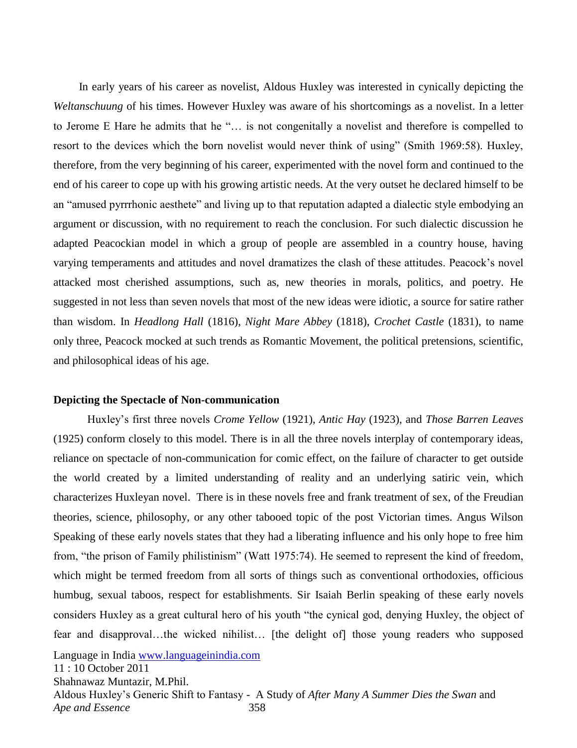In early years of his career as novelist, Aldous Huxley was interested in cynically depicting the *Weltanschuung* of his times. However Huxley was aware of his shortcomings as a novelist. In a letter to Jerome E Hare he admits that he "… is not congenitally a novelist and therefore is compelled to resort to the devices which the born novelist would never think of using" (Smith 1969:58). Huxley, therefore, from the very beginning of his career, experimented with the novel form and continued to the end of his career to cope up with his growing artistic needs. At the very outset he declared himself to be an "amused pyrrrhonic aesthete" and living up to that reputation adapted a dialectic style embodying an argument or discussion, with no requirement to reach the conclusion. For such dialectic discussion he adapted Peacockian model in which a group of people are assembled in a country house, having varying temperaments and attitudes and novel dramatizes the clash of these attitudes. Peacock's novel attacked most cherished assumptions, such as, new theories in morals, politics, and poetry. He suggested in not less than seven novels that most of the new ideas were idiotic, a source for satire rather than wisdom. In *Headlong Hall* (1816), *Night Mare Abbey* (1818), *Crochet Castle* (1831), to name only three, Peacock mocked at such trends as Romantic Movement, the political pretensions, scientific, and philosophical ideas of his age.

**Depicting the Spectacle of Non-communication**

Huxley's first three novels *Crome Yellow* (1921), *Antic Hay* (1923), and *Those Barren Leaves* (1925) conform closely to this model. There is in all the three novels interplay of contemporary ideas, reliance on spectacle of non-communication for comic effect, on the failure of character to get outside the world created by a limited understanding of reality and an underlying satiric vein, which characterizes Huxleyan novel. There is in these novels free and frank treatment of sex, of the Freudian theories, science, philosophy, or any other tabooed topic of the post Victorian times. Angus Wilson Speaking of these early novels states that they had a liberating influence and his only hope to free him from, "the prison of Family philistinism" (Watt 1975:74). He seemed to represent the kind of freedom, which might be termed freedom from all sorts of things such as conventional orthodoxies, officious humbug, sexual taboos, respect for establishments. Sir Isaiah Berlin speaking of these early novels considers Huxley as a great cultural hero of his youth "the cynical god, denying Huxley, the object of fear and disapproval…the wicked nihilist… [the delight of] those young readers who supposed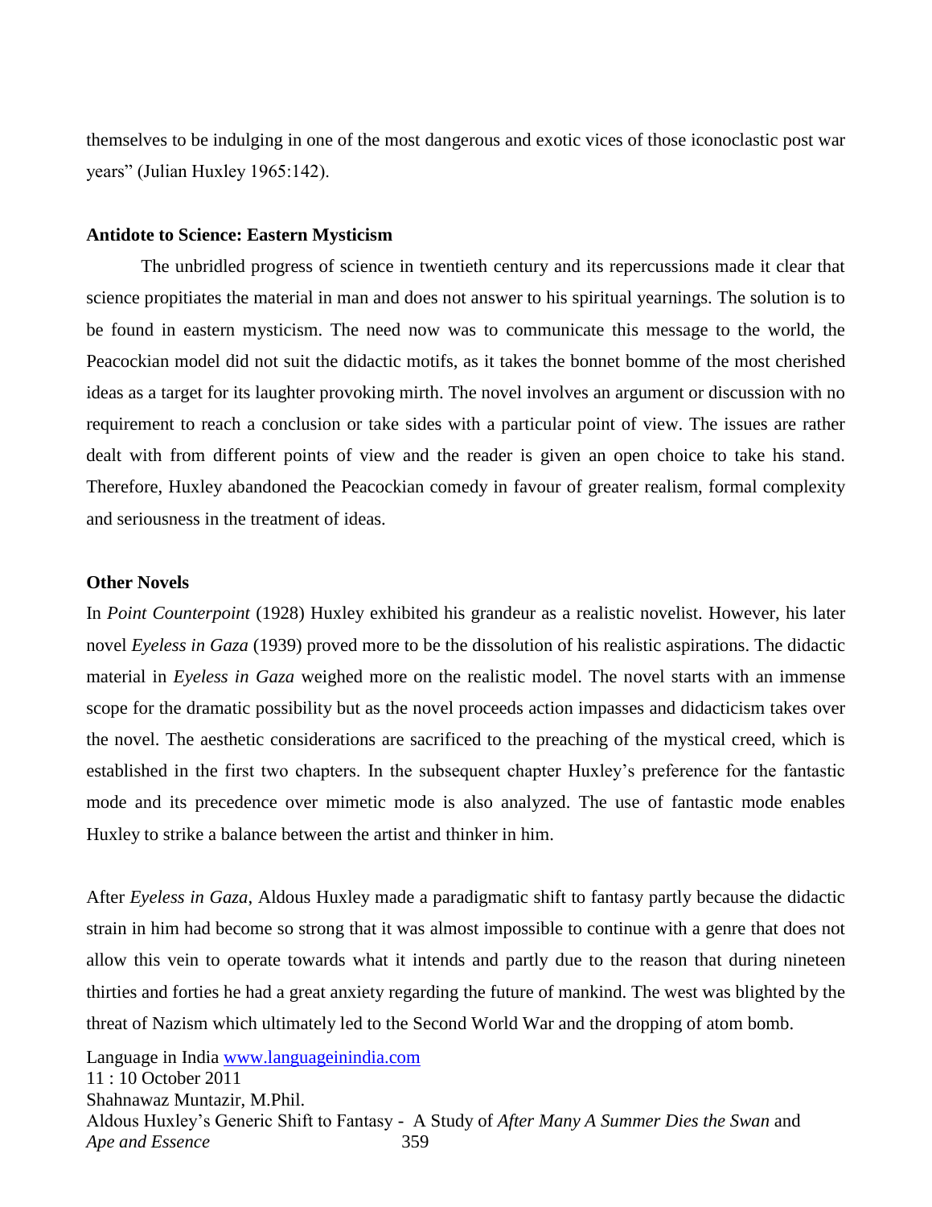themselves to be indulging in one of the most dangerous and exotic vices of those iconoclastic post war years" (Julian Huxley 1965:142).

**Antidote to Science: Eastern Mysticism**

The unbridled progress of science in twentieth century and its repercussions made it clear that science propitiates the material in man and does not answer to his spiritual yearnings. The solution is to be found in eastern mysticism. The need now was to communicate this message to the world, the Peacockian model did not suit the didactic motifs, as it takes the bonnet bomme of the most cherished ideas as a target for its laughter provoking mirth. The novel involves an argument or discussion with no requirement to reach a conclusion or take sides with a particular point of view. The issues are rather dealt with from different points of view and the reader is given an open choice to take his stand. Therefore, Huxley abandoned the Peacockian comedy in favour of greater realism, formal complexity and seriousness in the treatment of ideas.

**Other Novels**

In *Point Counterpoint* (1928) Huxley exhibited his grandeur as a realistic novelist. However, his later novel *Eyeless in Gaza* (1939) proved more to be the dissolution of his realistic aspirations. The didactic material in *Eyeless in Gaza* weighed more on the realistic model. The novel starts with an immense scope for the dramatic possibility but as the novel proceeds action impasses and didacticism takes over the novel. The aesthetic considerations are sacrificed to the preaching of the mystical creed, which is established in the first two chapters. In the subsequent chapter Huxley's preference for the fantastic mode and its precedence over mimetic mode is also analyzed. The use of fantastic mode enables Huxley to strike a balance between the artist and thinker in him.

After *Eyeless in Gaza*, Aldous Huxley made a paradigmatic shift to fantasy partly because the didactic strain in him had become so strong that it was almost impossible to continue with a genre that does not allow this vein to operate towards what it intends and partly due to the reason that during nineteen thirties and forties he had a great anxiety regarding the future of mankind. The west was blighted by the threat of Nazism which ultimately led to the Second World War and the dropping of atom bomb.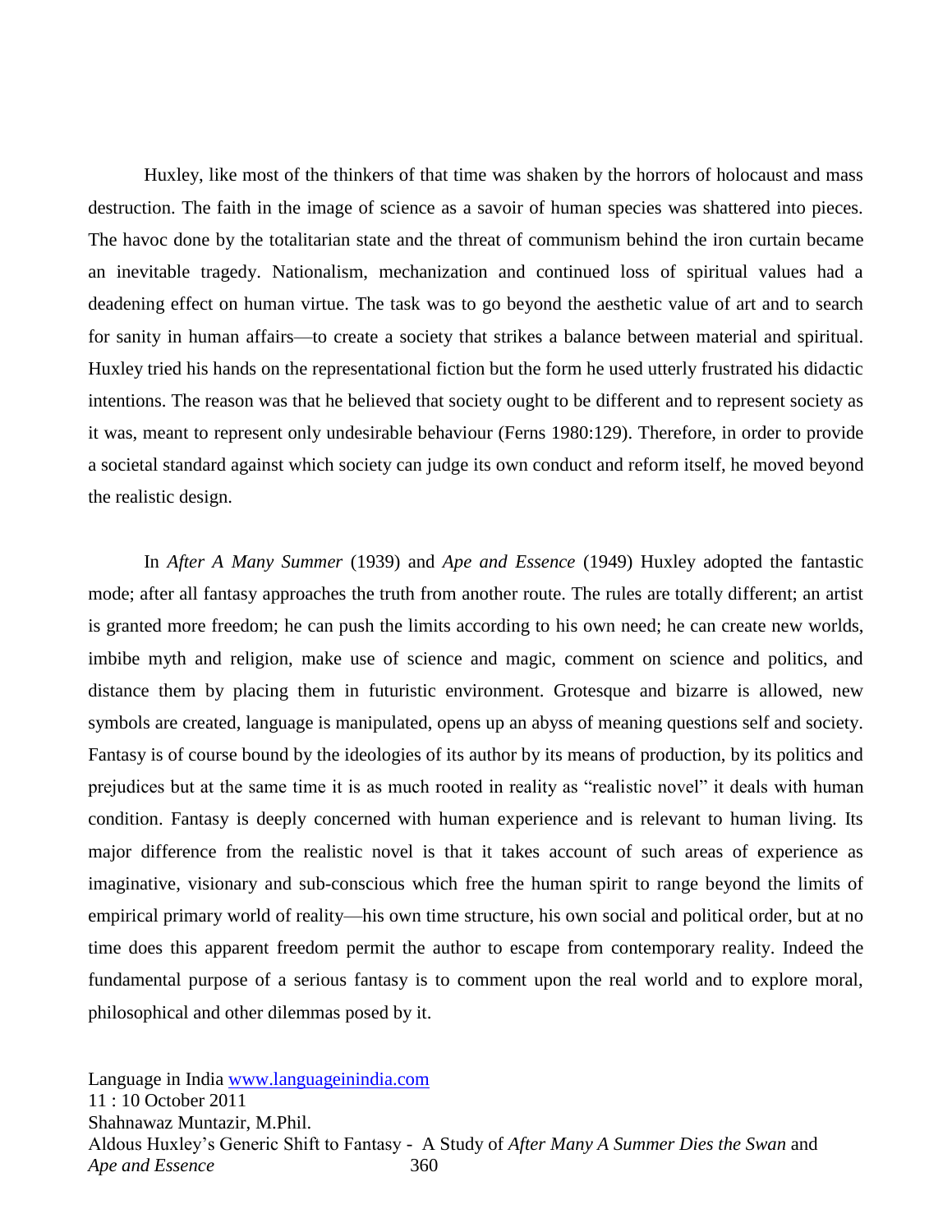Huxley, like most of the thinkers of that time was shaken by the horrors of holocaust and mass destruction. The faith in the image of science as a savoir of human species was shattered into pieces. The havoc done by the totalitarian state and the threat of communism behind the iron curtain became an inevitable tragedy. Nationalism, mechanization and continued loss of spiritual values had a deadening effect on human virtue. The task was to go beyond the aesthetic value of art and to search for sanity in human affairs—to create a society that strikes a balance between material and spiritual. Huxley tried his hands on the representational fiction but the form he used utterly frustrated his didactic intentions. The reason was that he believed that society ought to be different and to represent society as it was, meant to represent only undesirable behaviour (Ferns 1980:129). Therefore, in order to provide a societal standard against which society can judge its own conduct and reform itself, he moved beyond the realistic design.

In *After A Many Summer* (1939) and *Ape and Essence* (1949) Huxley adopted the fantastic mode; after all fantasy approaches the truth from another route. The rules are totally different; an artist is granted more freedom; he can push the limits according to his own need; he can create new worlds, imbibe myth and religion, make use of science and magic, comment on science and politics, and distance them by placing them in futuristic environment. Grotesque and bizarre is allowed, new symbols are created, language is manipulated, opens up an abyss of meaning questions self and society. Fantasy is of course bound by the ideologies of its author by its means of production, by its politics and prejudices but at the same time it is as much rooted in reality as "realistic novel" it deals with human condition. Fantasy is deeply concerned with human experience and is relevant to human living. Its major difference from the realistic novel is that it takes account of such areas of experience as imaginative, visionary and sub-conscious which free the human spirit to range beyond the limits of empirical primary world of reality—his own time structure, his own social and political order, but at no time does this apparent freedom permit the author to escape from contemporary reality. Indeed the fundamental purpose of a serious fantasy is to comment upon the real world and to explore moral, philosophical and other dilemmas posed by it.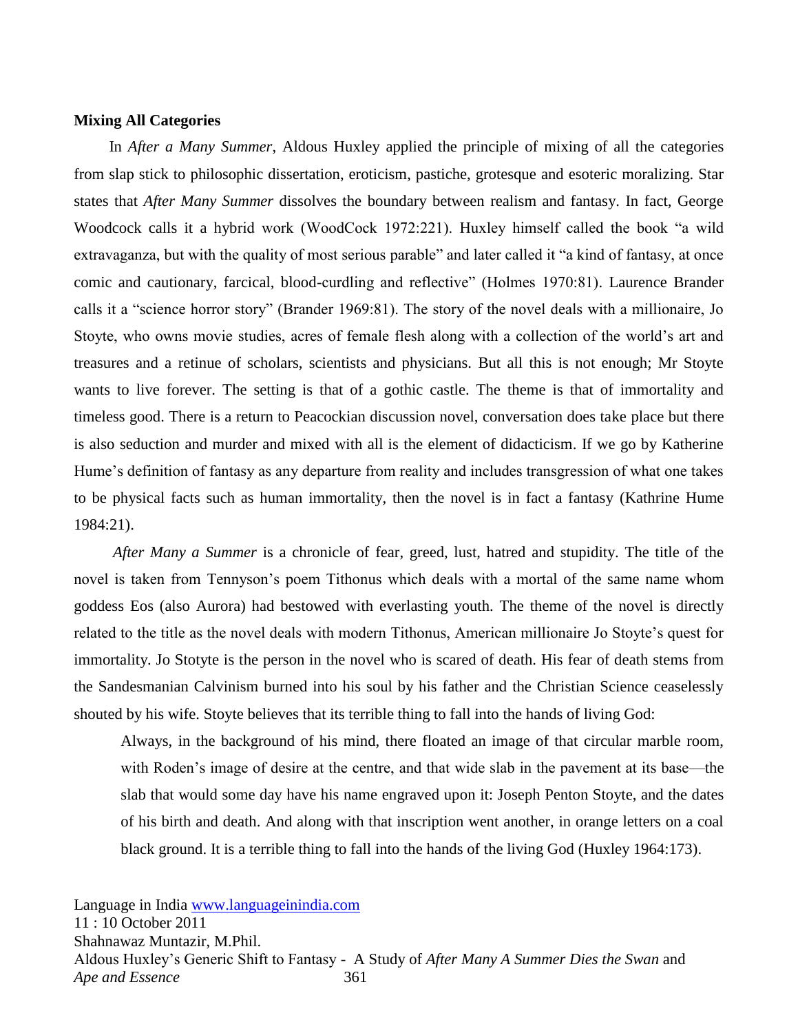**Mixing All Categories**

In *After a Many Summer*, Aldous Huxley applied the principle of mixing of all the categories from slap stick to philosophic dissertation, eroticism, pastiche, grotesque and esoteric moralizing. Star states that *After Many Summer* dissolves the boundary between realism and fantasy. In fact, George Woodcock calls it a hybrid work (WoodCock 1972:221). Huxley himself called the book "a wild extravaganza, but with the quality of most serious parable" and later called it "a kind of fantasy, at once comic and cautionary, farcical, blood-curdling and reflective" (Holmes 1970:81). Laurence Brander calls it a "science horror story" (Brander 1969:81). The story of the novel deals with a millionaire, Jo Stoyte, who owns movie studies, acres of female flesh along with a collection of the world's art and treasures and a retinue of scholars, scientists and physicians. But all this is not enough; Mr Stoyte wants to live forever. The setting is that of a gothic castle. The theme is that of immortality and timeless good. There is a return to Peacockian discussion novel, conversation does take place but there is also seduction and murder and mixed with all is the element of didacticism. If we go by Katherine Hume's definition of fantasy as any departure from reality and includes transgression of what one takes to be physical facts such as human immortality, then the novel is in fact a fantasy (Kathrine Hume 1984:21).

*After Many a Summer* is a chronicle of fear, greed, lust, hatred and stupidity. The title of the novel is taken from Tennyson's poem Tithonus which deals with a mortal of the same name whom goddess Eos (also Aurora) had bestowed with everlasting youth. The theme of the novel is directly related to the title as the novel deals with modern Tithonus, American millionaire Jo Stoyte's quest for immortality. Jo Stotyte is the person in the novel who is scared of death. His fear of death stems from the Sandesmanian Calvinism burned into his soul by his father and the Christian Science ceaselessly shouted by his wife. Stoyte believes that its terrible thing to fall into the hands of living God:

> Always, in the background of his mind, there floated an image of that circular marble room, with Roden's image of desire at the centre, and that wide slab in the pavement at its base—the slab that would some day have his name engraved upon it: Joseph Penton Stoyte, and the dates of his birth and death. And along with that inscription went another, in orange letters on a coal black ground. It is a terrible thing to fall into the hands of the living God (Huxley 1964:173).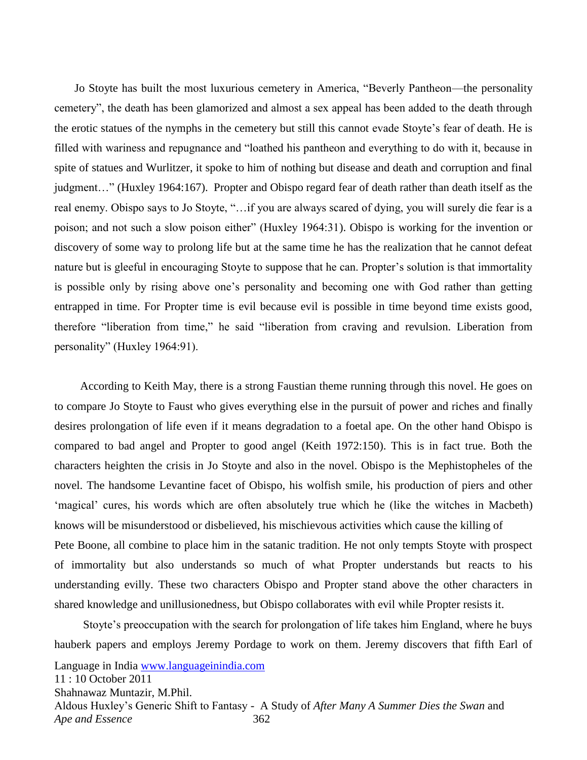Jo Stoyte has built the most luxurious cemetery in America, "Beverly Pantheon—the personality cemetery", the death has been glamorized and almost a sex appeal has been added to the death through the erotic statues of the nymphs in the cemetery but still this cannot evade Stoyte's fear of death. He is filled with wariness and repugnance and "loathed his pantheon and everything to do with it, because in spite of statues and Wurlitzer, it spoke to him of nothing but disease and death and corruption and final judgment…" (Huxley 1964:167). Propter and Obispo regard fear of death rather than death itself as the real enemy. Obispo says to Jo Stoyte, "…if you are always scared of dying, you will surely die fear is a poison; and not such a slow poison either" (Huxley 1964:31). Obispo is working for the invention or discovery of some way to prolong life but at the same time he has the realization that he cannot defeat nature but is gleeful in encouraging Stoyte to suppose that he can. Propter's solution is that immortality is possible only by rising above one's personality and becoming one with God rather than getting entrapped in time. For Propter time is evil because evil is possible in time beyond time exists good, therefore "liberation from time," he said "liberation from craving and revulsion. Liberation from personality" (Huxley 1964:91).

According to Keith May, there is a strong Faustian theme running through this novel. He goes on to compare Jo Stoyte to Faust who gives everything else in the pursuit of power and riches and finally desires prolongation of life even if it means degradation to a foetal ape. On the other hand Obispo is compared to bad angel and Propter to good angel (Keith 1972:150). This is in fact true. Both the characters heighten the crisis in Jo Stoyte and also in the novel. Obispo is the Mephistopheles of the novel. The handsome Levantine facet of Obispo, his wolfish smile, his production of piers and other 'magical' cures, his words which are often absolutely true which he (like the witches in Macbeth) knows will be misunderstood or disbelieved, his mischievous activities which cause the killing of Pete Boone, all combine to place him in the satanic tradition. He not only tempts Stoyte with prospect of immortality but also understands so much of what Propter understands but reacts to his understanding evilly. These two characters Obispo and Propter stand above the other characters in shared knowledge and unillusionedness, but Obispo collaborates with evil while Propter resists it.

Stoyte's preoccupation with the search for prolongation of life takes him England, where he buys hauberk papers and employs Jeremy Pordage to work on them. Jeremy discovers that fifth Earl of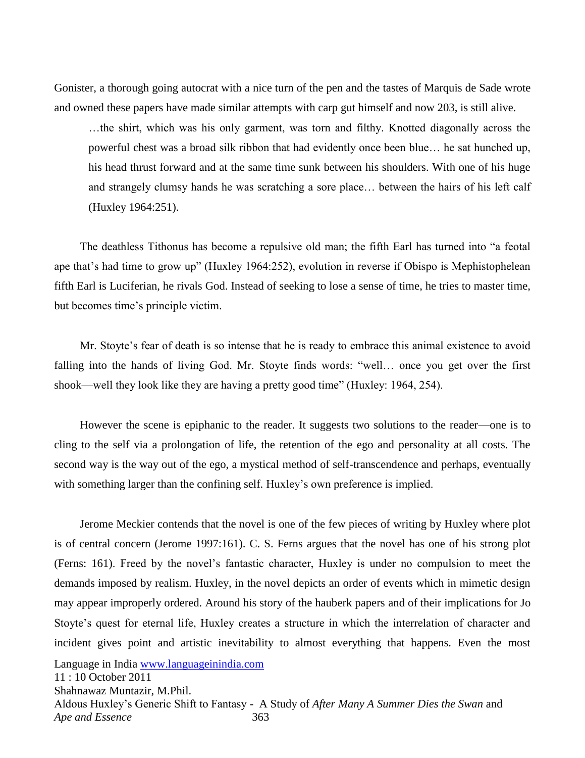Gonister, a thorough going autocrat with a nice turn of the pen and the tastes of Marquis de Sade wrote and owned these papers have made similar attempts with carp gut himself and now 203, is still alive.

> …the shirt, which was his only garment, was torn and filthy. Knotted diagonally across the powerful chest was a broad silk ribbon that had evidently once been blue… he sat hunched up, his head thrust forward and at the same time sunk between his shoulders. With one of his huge and strangely clumsy hands he was scratching a sore place… between the hairs of his left calf (Huxley 1964:251).

The deathless Tithonus has become a repulsive old man; the fifth Earl has turned into "a feotal ape that's had time to grow up" (Huxley 1964:252), evolution in reverse if Obispo is Mephistophelean fifth Earl is Luciferian, he rivals God. Instead of seeking to lose a sense of time, he tries to master time, but becomes time's principle victim.

Mr. Stoyte's fear of death is so intense that he is ready to embrace this animal existence to avoid falling into the hands of living God. Mr. Stoyte finds words: "well… once you get over the first shook—well they look like they are having a pretty good time" (Huxley: 1964, 254).

However the scene is epiphanic to the reader. It suggests two solutions to the reader—one is to cling to the self via a prolongation of life, the retention of the ego and personality at all costs. The second way is the way out of the ego, a mystical method of self-transcendence and perhaps, eventually with something larger than the confining self. Huxley's own preference is implied.

Jerome Meckier contends that the novel is one of the few pieces of writing by Huxley where plot is of central concern (Jerome 1997:161). C. S. Ferns argues that the novel has one of his strong plot (Ferns: 161). Freed by the novel's fantastic character, Huxley is under no compulsion to meet the demands imposed by realism. Huxley, in the novel depicts an order of events which in mimetic design may appear improperly ordered. Around his story of the hauberk papers and of their implications for Jo Stoyte's quest for eternal life, Huxley creates a structure in which the interrelation of character and incident gives point and artistic inevitability to almost everything that happens. Even the most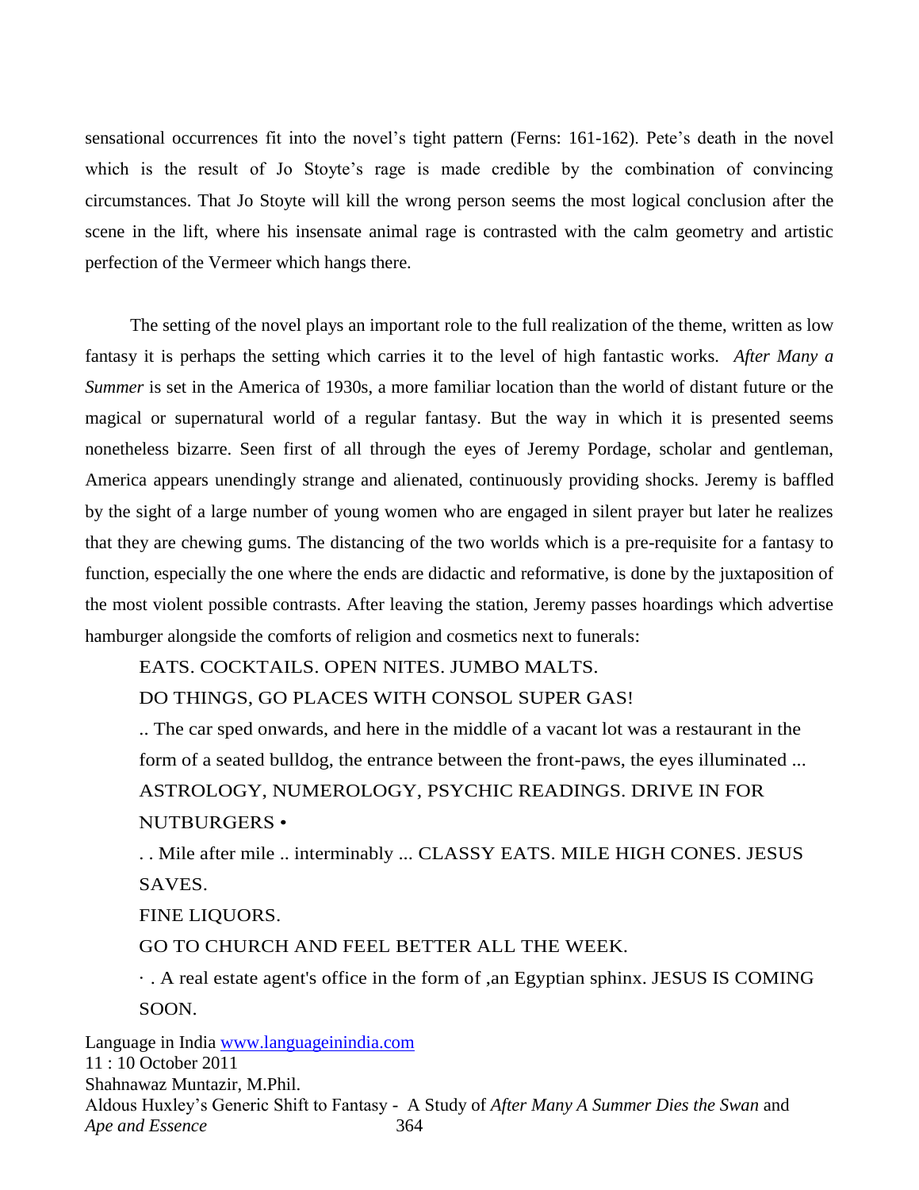sensational occurrences fit into the novel's tight pattern (Ferns: 161-162). Pete's death in the novel which is the result of Jo Stoyte's rage is made credible by the combination of convincing circumstances. That Jo Stoyte will kill the wrong person seems the most logical conclusion after the scene in the lift, where his insensate animal rage is contrasted with the calm geometry and artistic perfection of the Vermeer which hangs there.

The setting of the novel plays an important role to the full realization of the theme, written as low fantasy it is perhaps the setting which carries it to the level of high fantastic works. *After Many a Summer* is set in the America of 1930s, a more familiar location than the world of distant future or the magical or supernatural world of a regular fantasy. But the way in which it is presented seems nonetheless bizarre. Seen first of all through the eyes of Jeremy Pordage, scholar and gentleman, America appears unendingly strange and alienated, continuously providing shocks. Jeremy is baffled by the sight of a large number of young women who are engaged in silent prayer but later he realizes that they are chewing gums. The distancing of the two worlds which is a pre-requisite for a fantasy to function, especially the one where the ends are didactic and reformative, is done by the juxtaposition of the most violent possible contrasts. After leaving the station, Jeremy passes hoardings which advertise hamburger alongside the comforts of religion and cosmetics next to funerals:

> EATS. COCKTAILS. OPEN NITES. JUMBO MALTS.
>
> DO THINGS, GO PLACES WITH CONSOL SUPER GAS!
>
> .. The car sped onwards, and here in the middle of a vacant lot was a restaurant in the form of a seated bulldog, the entrance between the front-paws, the eyes illuminated ...
>
> ASTROLOGY, NUMEROLOGY, PSYCHIC READINGS. DRIVE IN FOR NUTBURGERS •
>
> . . Mile after mile .. interminably ... CLASSY EATS. MILE HIGH CONES. JESUS SAVES.
>
> FINE LIQUORS.
>
> GO TO CHURCH AND FEEL BETTER ALL THE WEEK.
>
> · . A real estate agent's office in the form of ,an Egyptian sphinx. JESUS IS COMING SOON.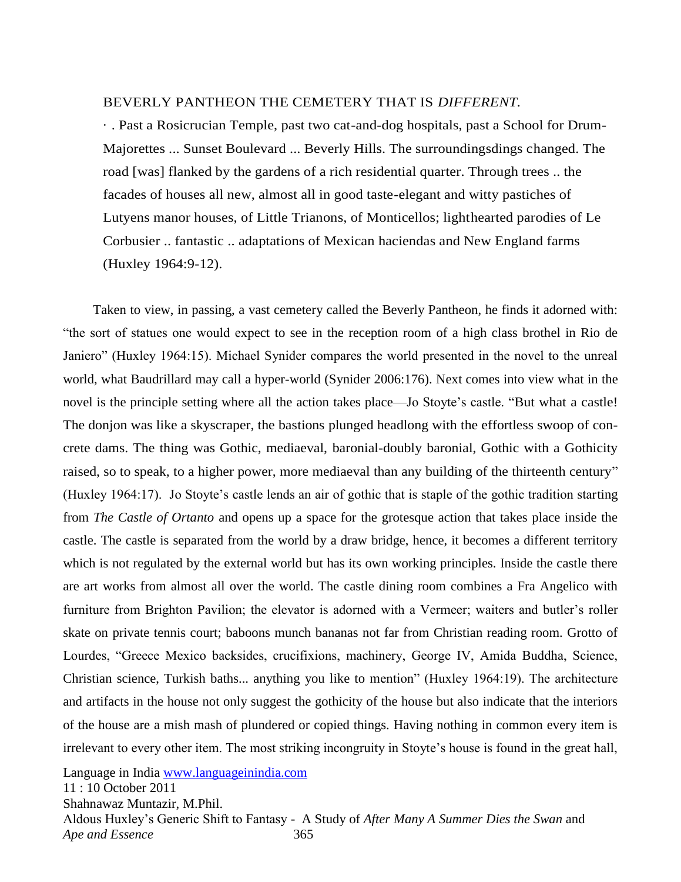BEVERLY PANTHEON THE CEMETERY THAT IS *DIFFERENT.*

· . Past a Rosicrucian Temple, past two cat-and-dog hospitals, past a School for Drum-Majorettes ... Sunset Boulevard ... Beverly Hills. The surroundingsdings changed. The road [was] flanked by the gardens of a rich residential quarter. Through trees .. the facades of houses all new, almost all in good taste-elegant and witty pastiches of Lutyens manor houses, of Little Trianons, of Monticellos; lighthearted parodies of Le Corbusier .. fantastic .. adaptations of Mexican haciendas and New England farms (Huxley 1964:9-12).

Taken to view, in passing, a vast cemetery called the Beverly Pantheon, he finds it adorned with: "the sort of statues one would expect to see in the reception room of a high class brothel in Rio de Janiero" (Huxley 1964:15). Michael Synider compares the world presented in the novel to the unreal world, what Baudrillard may call a hyper-world (Synider 2006:176). Next comes into view what in the novel is the principle setting where all the action takes place—Jo Stoyte's castle. "But what a castle! The donjon was like a skyscraper, the bastions plunged headlong with the effortless swoop of concrete dams. The thing was Gothic, mediaeval, baronial-doubly baronial, Gothic with a Gothicity raised, so to speak, to a higher power, more mediaeval than any building of the thirteenth century" (Huxley 1964:17). Jo Stoyte's castle lends an air of gothic that is staple of the gothic tradition starting from *The Castle of Ortanto* and opens up a space for the grotesque action that takes place inside the castle. The castle is separated from the world by a draw bridge, hence, it becomes a different territory which is not regulated by the external world but has its own working principles. Inside the castle there are art works from almost all over the world. The castle dining room combines a Fra Angelico with furniture from Brighton Pavilion; the elevator is adorned with a Vermeer; waiters and butler's roller skate on private tennis court; baboons munch bananas not far from Christian reading room. Grotto of Lourdes, "Greece Mexico backsides, crucifixions, machinery, George IV, Amida Buddha, Science, Christian science, Turkish baths... anything you like to mention" (Huxley 1964:19). The architecture and artifacts in the house not only suggest the gothicity of the house but also indicate that the interiors of the house are a mish mash of plundered or copied things. Having nothing in common every item is irrelevant to every other item. The most striking incongruity in Stoyte's house is found in the great hall,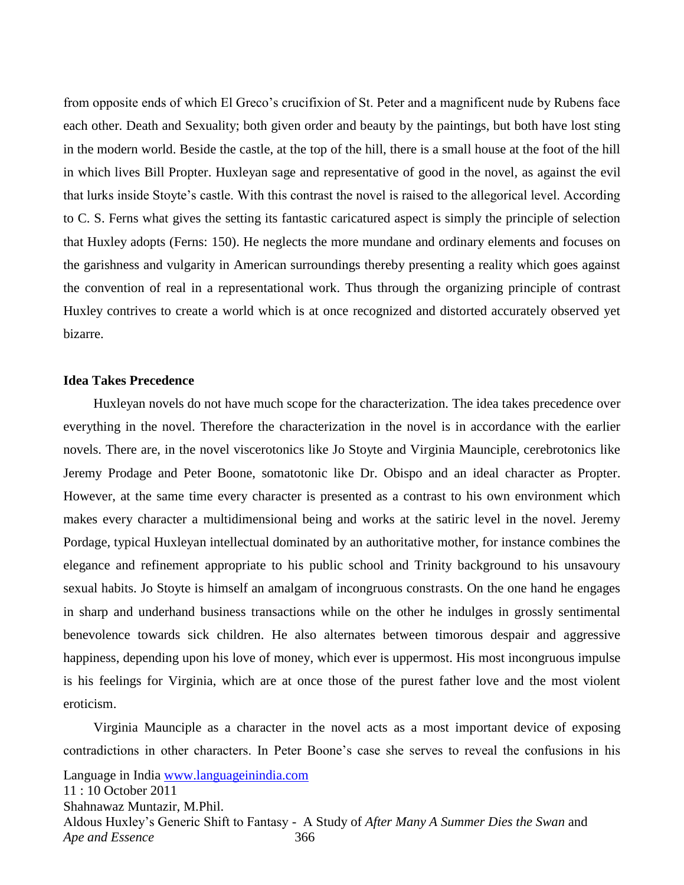from opposite ends of which El Greco's crucifixion of St. Peter and a magnificent nude by Rubens face each other. Death and Sexuality; both given order and beauty by the paintings, but both have lost sting in the modern world. Beside the castle, at the top of the hill, there is a small house at the foot of the hill in which lives Bill Propter. Huxleyan sage and representative of good in the novel, as against the evil that lurks inside Stoyte's castle. With this contrast the novel is raised to the allegorical level. According to C. S. Ferns what gives the setting its fantastic caricatured aspect is simply the principle of selection that Huxley adopts (Ferns: 150). He neglects the more mundane and ordinary elements and focuses on the garishness and vulgarity in American surroundings thereby presenting a reality which goes against the convention of real in a representational work. Thus through the organizing principle of contrast Huxley contrives to create a world which is at once recognized and distorted accurately observed yet bizarre.

**Idea Takes Precedence**

Huxleyan novels do not have much scope for the characterization. The idea takes precedence over everything in the novel. Therefore the characterization in the novel is in accordance with the earlier novels. There are, in the novel viscerotonics like Jo Stoyte and Virginia Maunciple, cerebrotonics like Jeremy Prodage and Peter Boone, somatotonic like Dr. Obispo and an ideal character as Propter. However, at the same time every character is presented as a contrast to his own environment which makes every character a multidimensional being and works at the satiric level in the novel. Jeremy Pordage, typical Huxleyan intellectual dominated by an authoritative mother, for instance combines the elegance and refinement appropriate to his public school and Trinity background to his unsavoury sexual habits. Jo Stoyte is himself an amalgam of incongruous constrasts. On the one hand he engages in sharp and underhand business transactions while on the other he indulges in grossly sentimental benevolence towards sick children. He also alternates between timorous despair and aggressive happiness, depending upon his love of money, which ever is uppermost. His most incongruous impulse is his feelings for Virginia, which are at once those of the purest father love and the most violent eroticism.

Virginia Maunciple as a character in the novel acts as a most important device of exposing contradictions in other characters. In Peter Boone's case she serves to reveal the confusions in his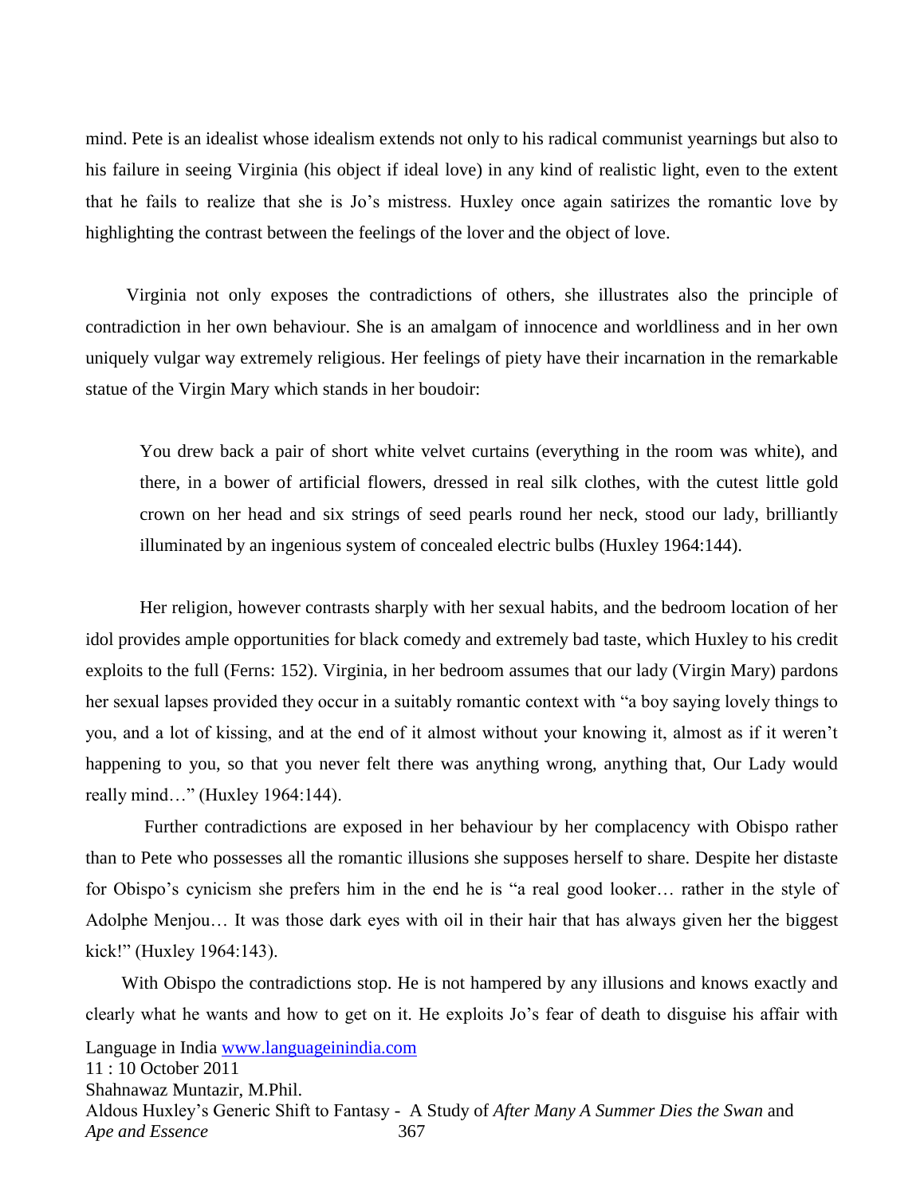mind. Pete is an idealist whose idealism extends not only to his radical communist yearnings but also to his failure in seeing Virginia (his object if ideal love) in any kind of realistic light, even to the extent that he fails to realize that she is Jo's mistress. Huxley once again satirizes the romantic love by highlighting the contrast between the feelings of the lover and the object of love.

Virginia not only exposes the contradictions of others, she illustrates also the principle of contradiction in her own behaviour. She is an amalgam of innocence and worldliness and in her own uniquely vulgar way extremely religious. Her feelings of piety have their incarnation in the remarkable statue of the Virgin Mary which stands in her boudoir:

> You drew back a pair of short white velvet curtains (everything in the room was white), and there, in a bower of artificial flowers, dressed in real silk clothes, with the cutest little gold crown on her head and six strings of seed pearls round her neck, stood our lady, brilliantly illuminated by an ingenious system of concealed electric bulbs (Huxley 1964:144).

Her religion, however contrasts sharply with her sexual habits, and the bedroom location of her idol provides ample opportunities for black comedy and extremely bad taste, which Huxley to his credit exploits to the full (Ferns: 152). Virginia, in her bedroom assumes that our lady (Virgin Mary) pardons her sexual lapses provided they occur in a suitably romantic context with "a boy saying lovely things to you, and a lot of kissing, and at the end of it almost without your knowing it, almost as if it weren't happening to you, so that you never felt there was anything wrong, anything that, Our Lady would really mind…" (Huxley 1964:144).

Further contradictions are exposed in her behaviour by her complacency with Obispo rather than to Pete who possesses all the romantic illusions she supposes herself to share. Despite her distaste for Obispo's cynicism she prefers him in the end he is "a real good looker… rather in the style of Adolphe Menjou… It was those dark eyes with oil in their hair that has always given her the biggest kick!" (Huxley 1964:143).

With Obispo the contradictions stop. He is not hampered by any illusions and knows exactly and clearly what he wants and how to get on it. He exploits Jo's fear of death to disguise his affair with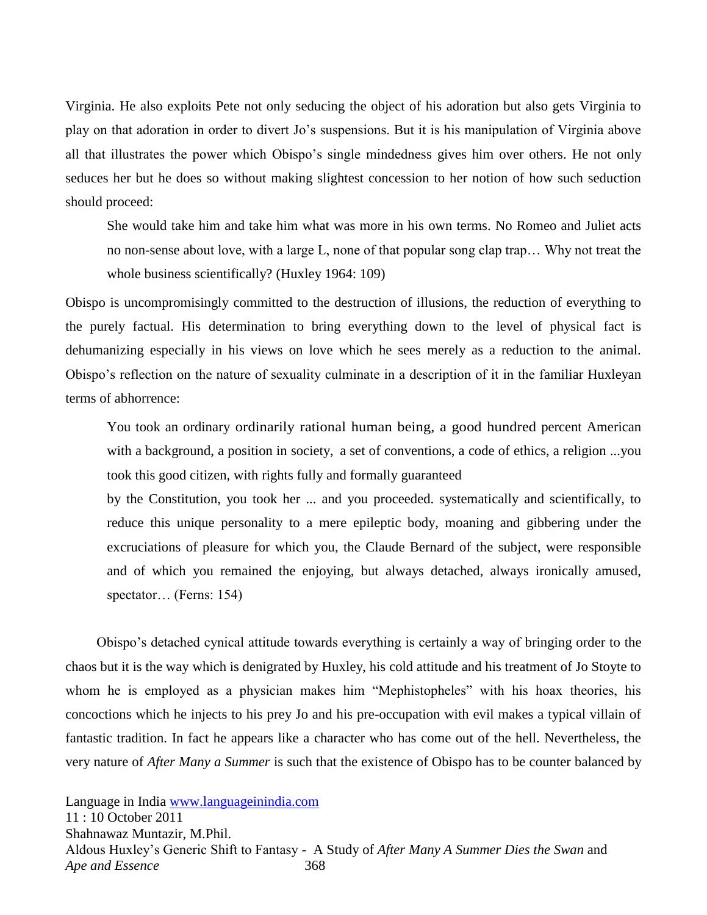Virginia. He also exploits Pete not only seducing the object of his adoration but also gets Virginia to play on that adoration in order to divert Jo's suspensions. But it is his manipulation of Virginia above all that illustrates the power which Obispo's single mindedness gives him over others. He not only seduces her but he does so without making slightest concession to her notion of how such seduction should proceed:

> She would take him and take him what was more in his own terms. No Romeo and Juliet acts no non-sense about love, with a large L, none of that popular song clap trap… Why not treat the whole business scientifically? (Huxley 1964: 109)

Obispo is uncompromisingly committed to the destruction of illusions, the reduction of everything to the purely factual. His determination to bring everything down to the level of physical fact is dehumanizing especially in his views on love which he sees merely as a reduction to the animal. Obispo's reflection on the nature of sexuality culminate in a description of it in the familiar Huxleyan terms of abhorrence:

> You took an ordinary ordinarily rational human being, a good hundred percent American with a background, a position in society, a set of conventions, a code of ethics, a religion ...you took this good citizen, with rights fully and formally guaranteed
>
> by the Constitution, you took her ... and you proceeded. systematically and scientifically, to reduce this unique personality to a mere epileptic body, moaning and gibbering under the excruciations of pleasure for which you, the Claude Bernard of the subject, were responsible and of which you remained the enjoying, but always detached, always ironically amused, spectator… (Ferns: 154)

Obispo's detached cynical attitude towards everything is certainly a way of bringing order to the chaos but it is the way which is denigrated by Huxley, his cold attitude and his treatment of Jo Stoyte to whom he is employed as a physician makes him "Mephistopheles" with his hoax theories, his concoctions which he injects to his prey Jo and his pre-occupation with evil makes a typical villain of fantastic tradition. In fact he appears like a character who has come out of the hell. Nevertheless, the very nature of *After Many a Summer* is such that the existence of Obispo has to be counter balanced by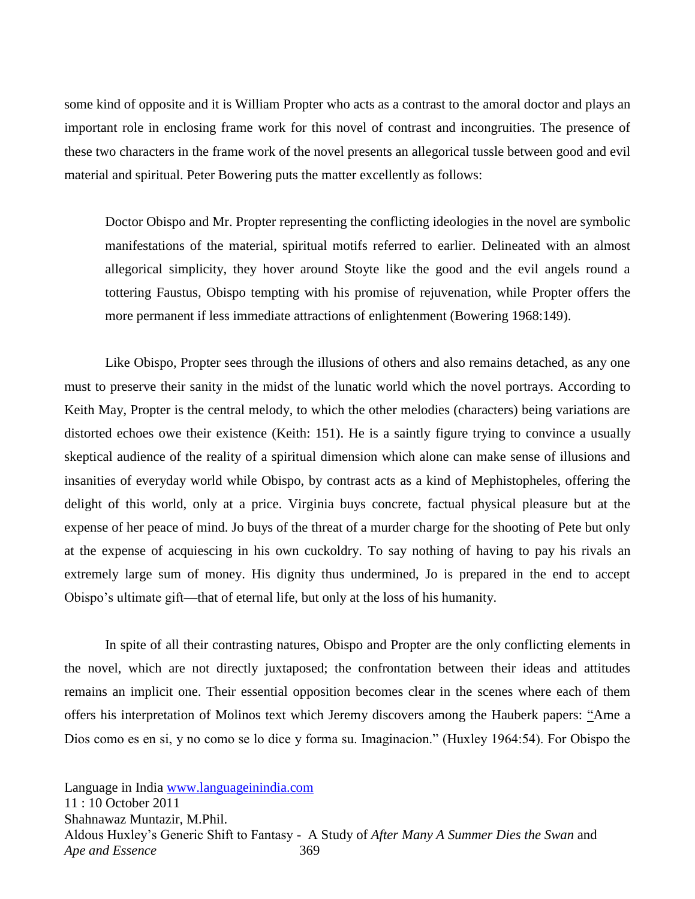some kind of opposite and it is William Propter who acts as a contrast to the amoral doctor and plays an important role in enclosing frame work for this novel of contrast and incongruities. The presence of these two characters in the frame work of the novel presents an allegorical tussle between good and evil material and spiritual. Peter Bowering puts the matter excellently as follows:

> Doctor Obispo and Mr. Propter representing the conflicting ideologies in the novel are symbolic manifestations of the material, spiritual motifs referred to earlier. Delineated with an almost allegorical simplicity, they hover around Stoyte like the good and the evil angels round a tottering Faustus, Obispo tempting with his promise of rejuvenation, while Propter offers the more permanent if less immediate attractions of enlightenment (Bowering 1968:149).

Like Obispo, Propter sees through the illusions of others and also remains detached, as any one must to preserve their sanity in the midst of the lunatic world which the novel portrays. According to Keith May, Propter is the central melody, to which the other melodies (characters) being variations are distorted echoes owe their existence (Keith: 151). He is a saintly figure trying to convince a usually skeptical audience of the reality of a spiritual dimension which alone can make sense of illusions and insanities of everyday world while Obispo, by contrast acts as a kind of Mephistopheles, offering the delight of this world, only at a price. Virginia buys concrete, factual physical pleasure but at the expense of her peace of mind. Jo buys of the threat of a murder charge for the shooting of Pete but only at the expense of acquiescing in his own cuckoldry. To say nothing of having to pay his rivals an extremely large sum of money. His dignity thus undermined, Jo is prepared in the end to accept Obispo's ultimate gift—that of eternal life, but only at the loss of his humanity.

In spite of all their contrasting natures, Obispo and Propter are the only conflicting elements in the novel, which are not directly juxtaposed; the confrontation between their ideas and attitudes remains an implicit one. Their essential opposition becomes clear in the scenes where each of them offers his interpretation of Molinos text which Jeremy discovers among the Hauberk papers: "Ame a Dios como es en si, y no como se lo dice y forma su. Imaginacion." (Huxley 1964:54). For Obispo the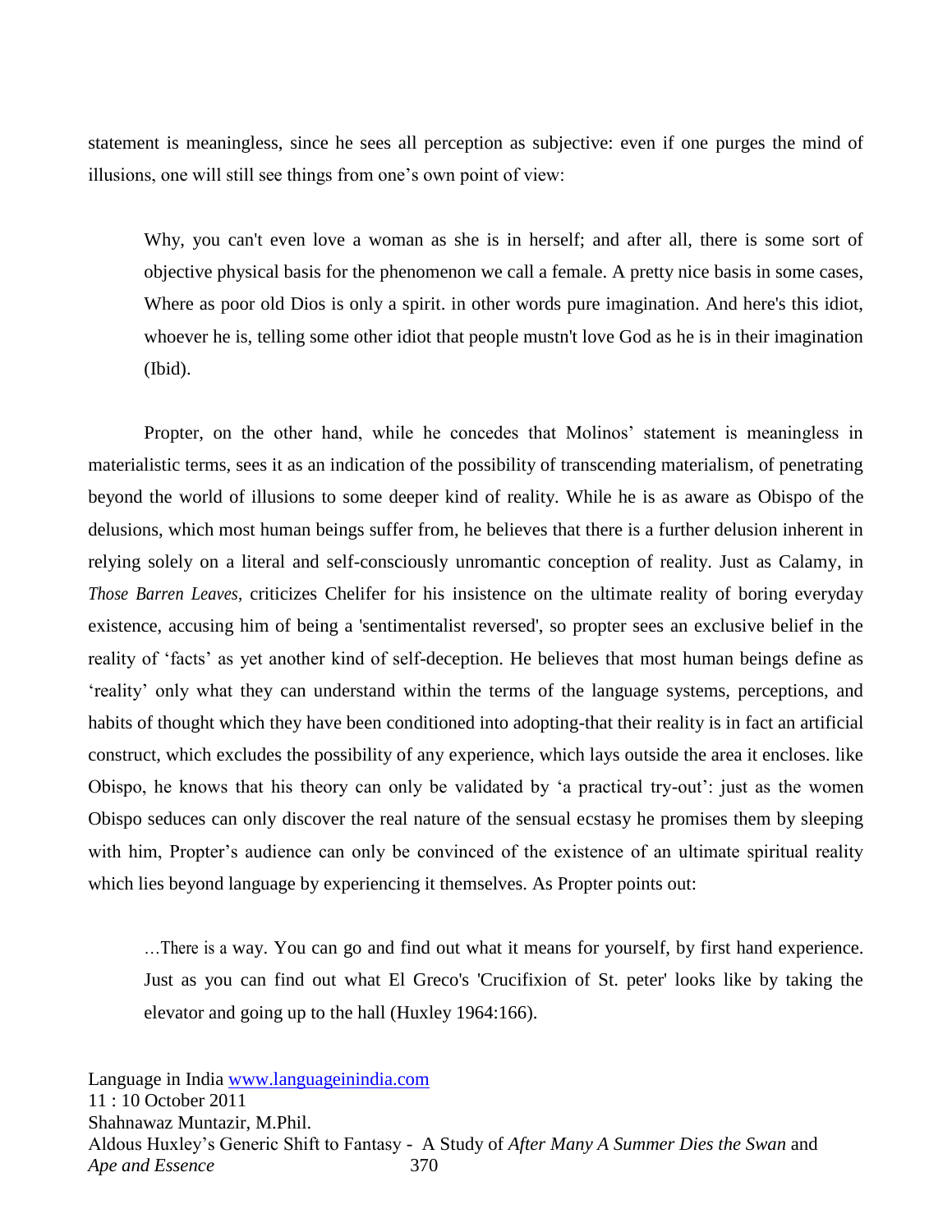statement is meaningless, since he sees all perception as subjective: even if one purges the mind of illusions, one will still see things from one's own point of view:

> Why, you can't even love a woman as she is in herself; and after all, there is some sort of objective physical basis for the phenomenon we call a female. A pretty nice basis in some cases, Where as poor old Dios is only a spirit. in other words pure imagination. And here's this idiot, whoever he is, telling some other idiot that people mustn't love God as he is in their imagination (Ibid).

Propter, on the other hand, while he concedes that Molinos' statement is meaningless in materialistic terms, sees it as an indication of the possibility of transcending materialism, of penetrating beyond the world of illusions to some deeper kind of reality. While he is as aware as Obispo of the delusions, which most human beings suffer from, he believes that there is a further delusion inherent in relying solely on a literal and self-consciously unromantic conception of reality. Just as Calamy, in *Those Barren Leaves*, criticizes Chelifer for his insistence on the ultimate reality of boring everyday existence, accusing him of being a 'sentimentalist reversed', so propter sees an exclusive belief in the reality of 'facts' as yet another kind of self-deception. He believes that most human beings define as 'reality' only what they can understand within the terms of the language systems, perceptions, and habits of thought which they have been conditioned into adopting-that their reality is in fact an artificial construct, which excludes the possibility of any experience, which lays outside the area it encloses. like Obispo, he knows that his theory can only be validated by 'a practical try-out': just as the women Obispo seduces can only discover the real nature of the sensual ecstasy he promises them by sleeping with him, Propter's audience can only be convinced of the existence of an ultimate spiritual reality which lies beyond language by experiencing it themselves. As Propter points out:

> …There is a way. You can go and find out what it means for yourself, by first hand experience. Just as you can find out what El Greco's 'Crucifixion of St. peter' looks like by taking the elevator and going up to the hall (Huxley 1964:166).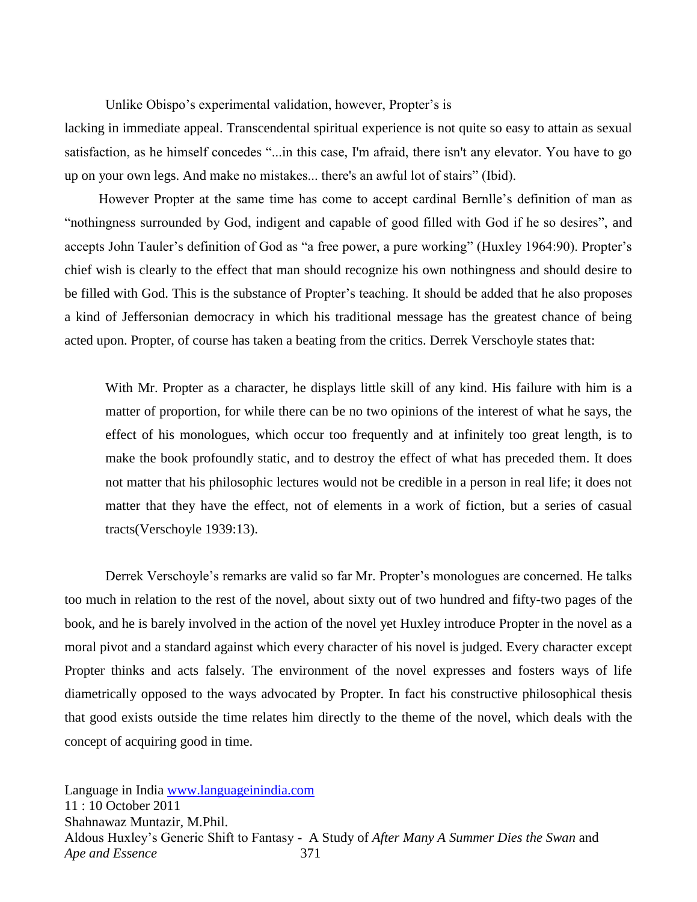Unlike Obispo's experimental validation, however, Propter's is lacking in immediate appeal. Transcendental spiritual experience is not quite so easy to attain as sexual satisfaction, as he himself concedes "...in this case, I'm afraid, there isn't any elevator. You have to go up on your own legs. And make no mistakes... there's an awful lot of stairs" (Ibid).

However Propter at the same time has come to accept cardinal Bernlle's definition of man as "nothingness surrounded by God, indigent and capable of good filled with God if he so desires", and accepts John Tauler's definition of God as "a free power, a pure working" (Huxley 1964:90). Propter's chief wish is clearly to the effect that man should recognize his own nothingness and should desire to be filled with God. This is the substance of Propter's teaching. It should be added that he also proposes a kind of Jeffersonian democracy in which his traditional message has the greatest chance of being acted upon. Propter, of course has taken a beating from the critics. Derrek Verschoyle states that:

> With Mr. Propter as a character, he displays little skill of any kind. His failure with him is a matter of proportion, for while there can be no two opinions of the interest of what he says, the effect of his monologues, which occur too frequently and at infinitely too great length, is to make the book profoundly static, and to destroy the effect of what has preceded them. It does not matter that his philosophic lectures would not be credible in a person in real life; it does not matter that they have the effect, not of elements in a work of fiction, but a series of casual tracts(Verschoyle 1939:13).

Derrek Verschoyle's remarks are valid so far Mr. Propter's monologues are concerned. He talks too much in relation to the rest of the novel, about sixty out of two hundred and fifty-two pages of the book, and he is barely involved in the action of the novel yet Huxley introduce Propter in the novel as a moral pivot and a standard against which every character of his novel is judged. Every character except Propter thinks and acts falsely. The environment of the novel expresses and fosters ways of life diametrically opposed to the ways advocated by Propter. In fact his constructive philosophical thesis that good exists outside the time relates him directly to the theme of the novel, which deals with the concept of acquiring good in time.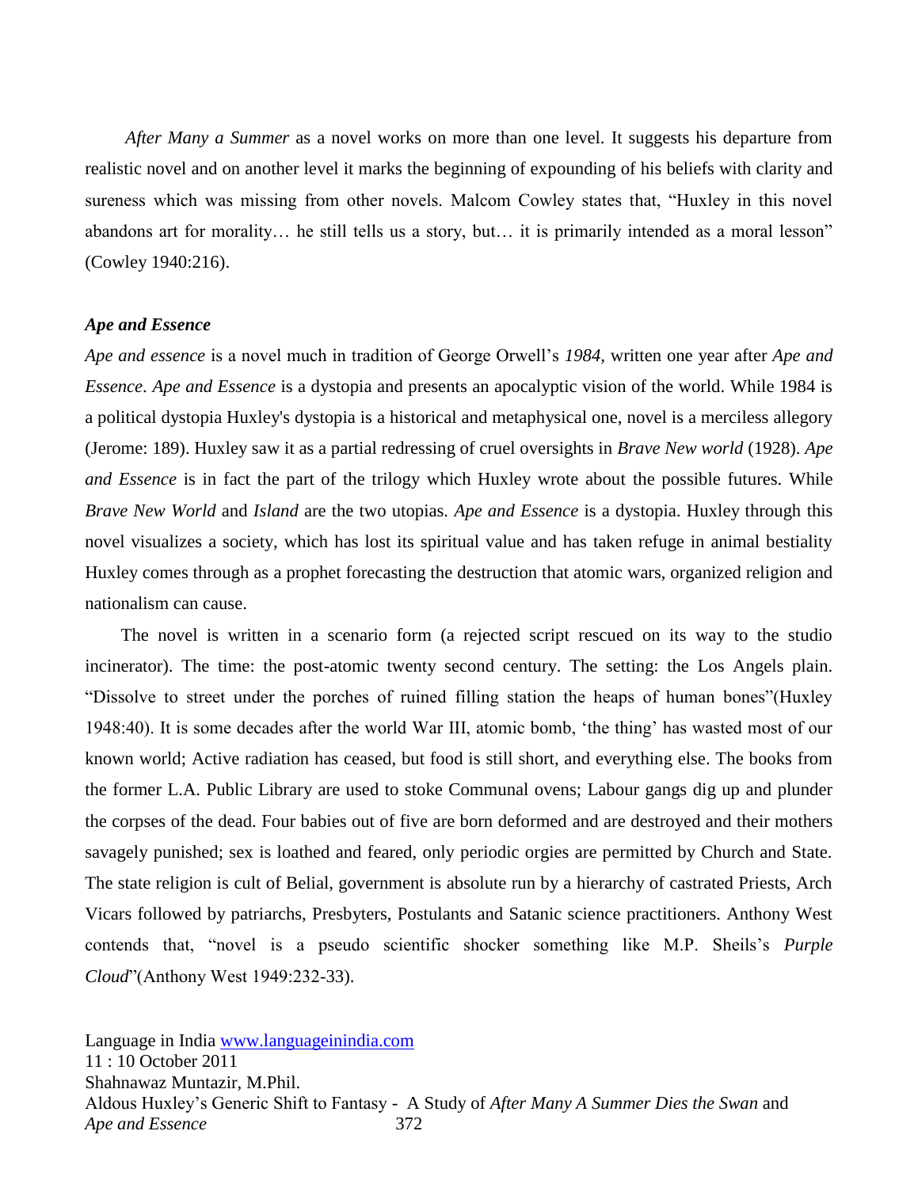*After Many a Summer* as a novel works on more than one level. It suggests his departure from realistic novel and on another level it marks the beginning of expounding of his beliefs with clarity and sureness which was missing from other novels. Malcom Cowley states that, "Huxley in this novel abandons art for morality… he still tells us a story, but… it is primarily intended as a moral lesson" (Cowley 1940:216).

### *Ape and Essence*

*Ape and essence* is a novel much in tradition of George Orwell's *1984,* written one year after *Ape and Essence*. *Ape and Essence* is a dystopia and presents an apocalyptic vision of the world. While 1984 is a political dystopia Huxley's dystopia is a historical and metaphysical one, novel is a merciless allegory (Jerome: 189). Huxley saw it as a partial redressing of cruel oversights in *Brave New world* (1928). *Ape and Essence* is in fact the part of the trilogy which Huxley wrote about the possible futures. While *Brave New World* and *Island* are the two utopias. *Ape and Essence* is a dystopia. Huxley through this novel visualizes a society, which has lost its spiritual value and has taken refuge in animal bestiality Huxley comes through as a prophet forecasting the destruction that atomic wars, organized religion and nationalism can cause.

The novel is written in a scenario form (a rejected script rescued on its way to the studio incinerator). The time: the post-atomic twenty second century. The setting: the Los Angels plain. "Dissolve to street under the porches of ruined filling station the heaps of human bones"(Huxley 1948:40). It is some decades after the world War III, atomic bomb, 'the thing' has wasted most of our known world; Active radiation has ceased, but food is still short, and everything else. The books from the former L.A. Public Library are used to stoke Communal ovens; Labour gangs dig up and plunder the corpses of the dead. Four babies out of five are born deformed and are destroyed and their mothers savagely punished; sex is loathed and feared, only periodic orgies are permitted by Church and State. The state religion is cult of Belial, government is absolute run by a hierarchy of castrated Priests, Arch Vicars followed by patriarchs, Presbyters, Postulants and Satanic science practitioners. Anthony West contends that, "novel is a pseudo scientific shocker something like M.P. Sheils's *Purple Cloud*"(Anthony West 1949:232-33).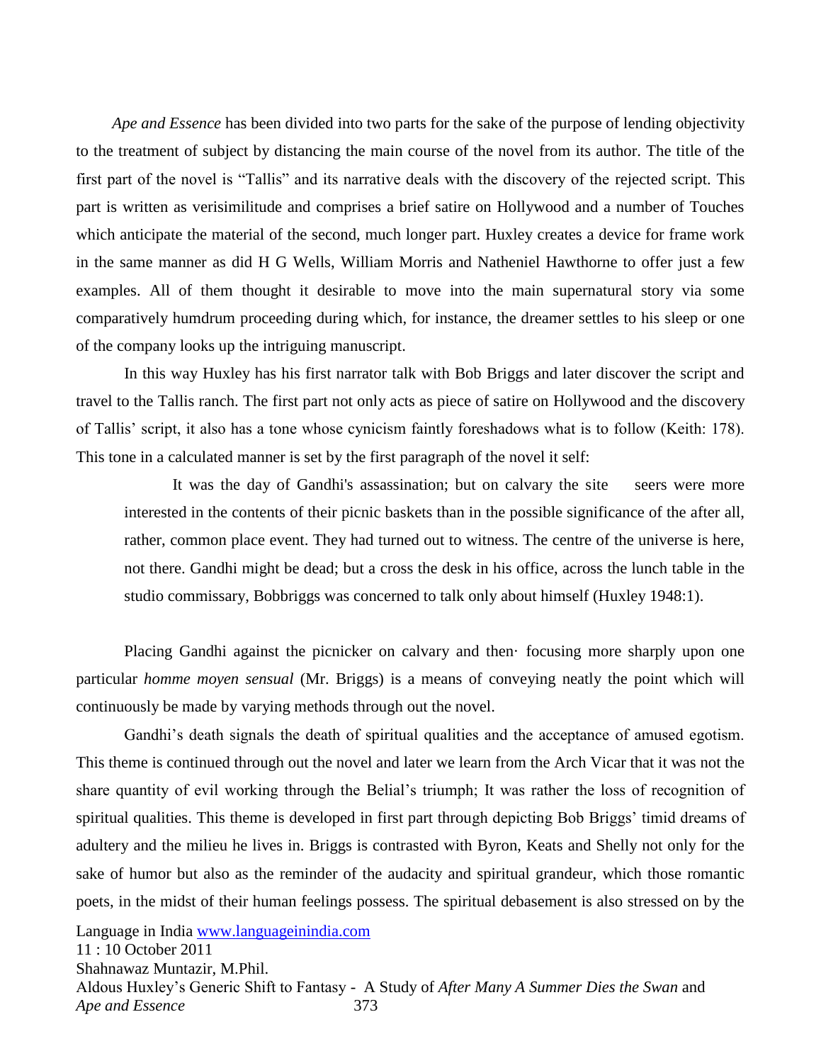*Ape and Essence* has been divided into two parts for the sake of the purpose of lending objectivity to the treatment of subject by distancing the main course of the novel from its author. The title of the first part of the novel is "Tallis" and its narrative deals with the discovery of the rejected script. This part is written as verisimilitude and comprises a brief satire on Hollywood and a number of Touches which anticipate the material of the second, much longer part. Huxley creates a device for frame work in the same manner as did H G Wells, William Morris and Natheniel Hawthorne to offer just a few examples. All of them thought it desirable to move into the main supernatural story via some comparatively humdrum proceeding during which, for instance, the dreamer settles to his sleep or one of the company looks up the intriguing manuscript.

In this way Huxley has his first narrator talk with Bob Briggs and later discover the script and travel to the Tallis ranch. The first part not only acts as piece of satire on Hollywood and the discovery of Tallis' script, it also has a tone whose cynicism faintly foreshadows what is to follow (Keith: 178). This tone in a calculated manner is set by the first paragraph of the novel it self:

> It was the day of Gandhi's assassination; but on calvary the site seers were more interested in the contents of their picnic baskets than in the possible significance of the after all, rather, common place event. They had turned out to witness. The centre of the universe is here, not there. Gandhi might be dead; but a cross the desk in his office, across the lunch table in the studio commissary, Bobbriggs was concerned to talk only about himself (Huxley 1948:1).

Placing Gandhi against the picnicker on calvary and then· focusing more sharply upon one particular *homme moyen sensual* (Mr. Briggs) is a means of conveying neatly the point which will continuously be made by varying methods through out the novel.

Gandhi's death signals the death of spiritual qualities and the acceptance of amused egotism. This theme is continued through out the novel and later we learn from the Arch Vicar that it was not the share quantity of evil working through the Belial's triumph; It was rather the loss of recognition of spiritual qualities. This theme is developed in first part through depicting Bob Briggs' timid dreams of adultery and the milieu he lives in. Briggs is contrasted with Byron, Keats and Shelly not only for the sake of humor but also as the reminder of the audacity and spiritual grandeur, which those romantic poets, in the midst of their human feelings possess. The spiritual debasement is also stressed on by the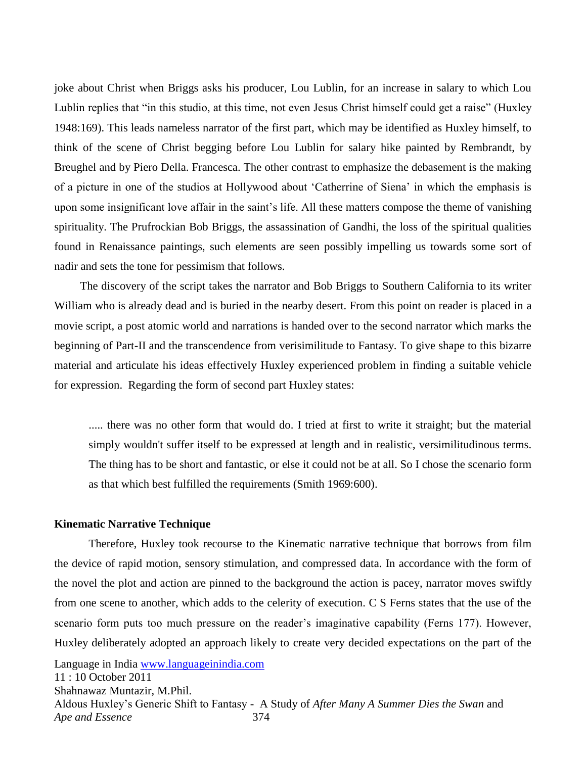joke about Christ when Briggs asks his producer, Lou Lublin, for an increase in salary to which Lou Lublin replies that "in this studio, at this time, not even Jesus Christ himself could get a raise" (Huxley 1948:169). This leads nameless narrator of the first part, which may be identified as Huxley himself, to think of the scene of Christ begging before Lou Lublin for salary hike painted by Rembrandt, by Breughel and by Piero Della. Francesca. The other contrast to emphasize the debasement is the making of a picture in one of the studios at Hollywood about 'Catherrine of Siena' in which the emphasis is upon some insignificant love affair in the saint's life. All these matters compose the theme of vanishing spirituality. The Prufrockian Bob Briggs, the assassination of Gandhi, the loss of the spiritual qualities found in Renaissance paintings, such elements are seen possibly impelling us towards some sort of nadir and sets the tone for pessimism that follows.

The discovery of the script takes the narrator and Bob Briggs to Southern California to its writer William who is already dead and is buried in the nearby desert. From this point on reader is placed in a movie script, a post atomic world and narrations is handed over to the second narrator which marks the beginning of Part-II and the transcendence from verisimilitude to Fantasy. To give shape to this bizarre material and articulate his ideas effectively Huxley experienced problem in finding a suitable vehicle for expression. Regarding the form of second part Huxley states:

> ..... there was no other form that would do. I tried at first to write it straight; but the material simply wouldn't suffer itself to be expressed at length and in realistic, versimilitudinous terms. The thing has to be short and fantastic, or else it could not be at all. So I chose the scenario form as that which best fulfilled the requirements (Smith 1969:600).

**Kinematic Narrative Technique**

Therefore, Huxley took recourse to the Kinematic narrative technique that borrows from film the device of rapid motion, sensory stimulation, and compressed data. In accordance with the form of the novel the plot and action are pinned to the background the action is pacey, narrator moves swiftly from one scene to another, which adds to the celerity of execution. C S Ferns states that the use of the scenario form puts too much pressure on the reader's imaginative capability (Ferns 177). However, Huxley deliberately adopted an approach likely to create very decided expectations on the part of the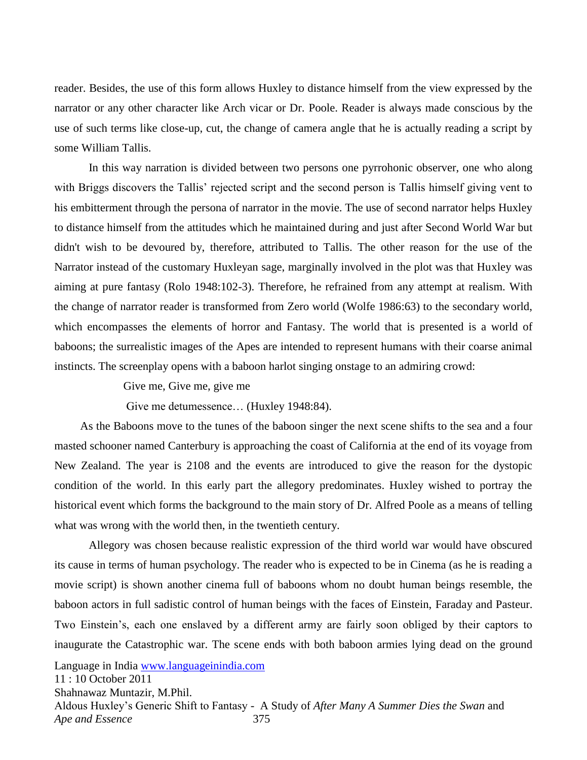reader. Besides, the use of this form allows Huxley to distance himself from the view expressed by the narrator or any other character like Arch vicar or Dr. Poole. Reader is always made conscious by the use of such terms like close-up, cut, the change of camera angle that he is actually reading a script by some William Tallis.

In this way narration is divided between two persons one pyrrohonic observer, one who along with Briggs discovers the Tallis' rejected script and the second person is Tallis himself giving vent to his embitterment through the persona of narrator in the movie. The use of second narrator helps Huxley to distance himself from the attitudes which he maintained during and just after Second World War but didn't wish to be devoured by, therefore, attributed to Tallis. The other reason for the use of the Narrator instead of the customary Huxleyan sage, marginally involved in the plot was that Huxley was aiming at pure fantasy (Rolo 1948:102-3). Therefore, he refrained from any attempt at realism. With the change of narrator reader is transformed from Zero world (Wolfe 1986:63) to the secondary world, which encompasses the elements of horror and Fantasy. The world that is presented is a world of baboons; the surrealistic images of the Apes are intended to represent humans with their coarse animal instincts. The screenplay opens with a baboon harlot singing onstage to an admiring crowd:

> Give me, Give me, give me
>
> Give me detumessence… (Huxley 1948:84).

As the Baboons move to the tunes of the baboon singer the next scene shifts to the sea and a four masted schooner named Canterbury is approaching the coast of California at the end of its voyage from New Zealand. The year is 2108 and the events are introduced to give the reason for the dystopic condition of the world. In this early part the allegory predominates. Huxley wished to portray the historical event which forms the background to the main story of Dr. Alfred Poole as a means of telling what was wrong with the world then, in the twentieth century.

Allegory was chosen because realistic expression of the third world war would have obscured its cause in terms of human psychology. The reader who is expected to be in Cinema (as he is reading a movie script) is shown another cinema full of baboons whom no doubt human beings resemble, the baboon actors in full sadistic control of human beings with the faces of Einstein, Faraday and Pasteur. Two Einstein's, each one enslaved by a different army are fairly soon obliged by their captors to inaugurate the Catastrophic war. The scene ends with both baboon armies lying dead on the ground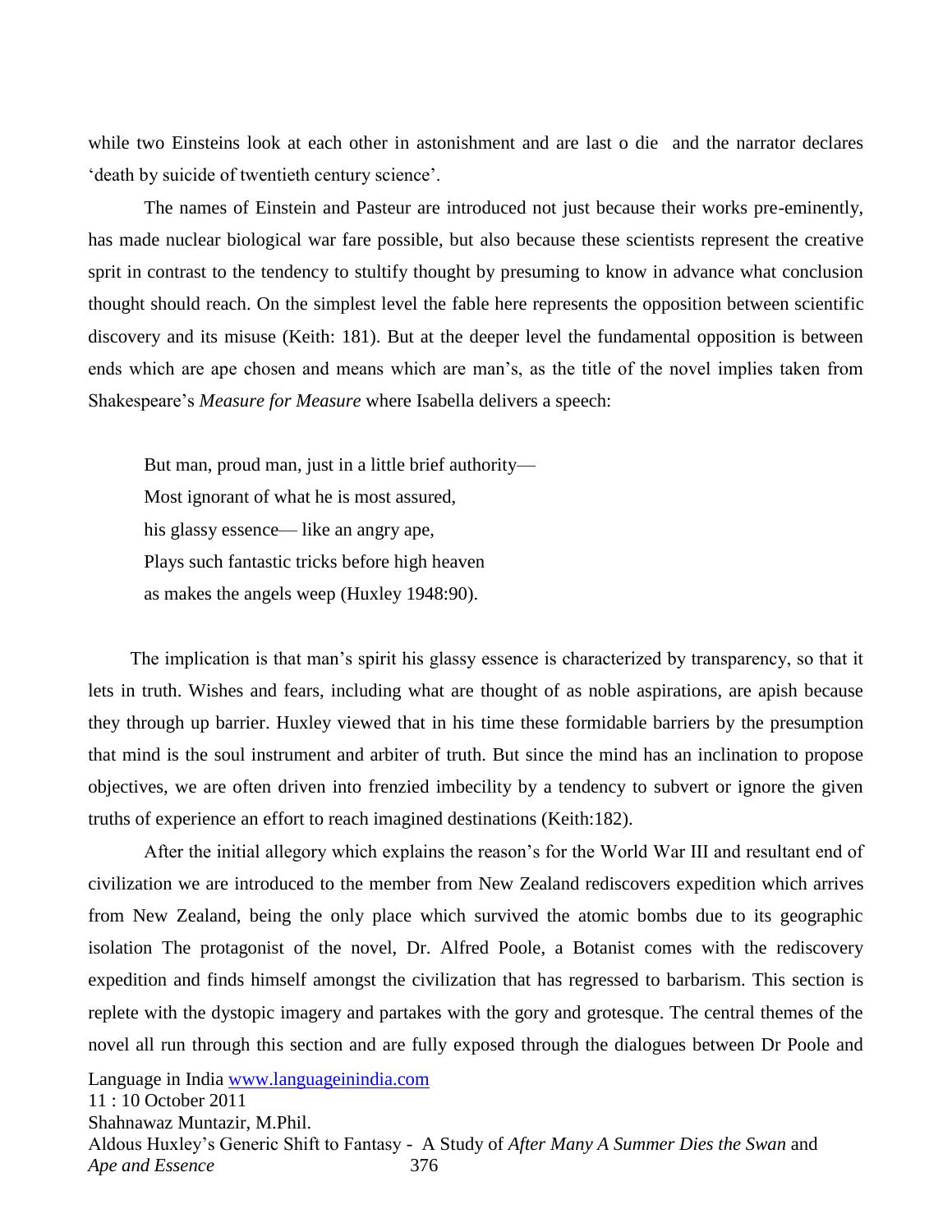while two Einsteins look at each other in astonishment and are last o die  and the narrator declares 'death by suicide of twentieth century science'.

The names of Einstein and Pasteur are introduced not just because their works pre-eminently, has made nuclear biological war fare possible, but also because these scientists represent the creative sprit in contrast to the tendency to stultify thought by presuming to know in advance what conclusion thought should reach. On the simplest level the fable here represents the opposition between scientific discovery and its misuse (Keith: 181). But at the deeper level the fundamental opposition is between ends which are ape chosen and means which are man's, as the title of the novel implies taken from Shakespeare's *Measure for Measure* where Isabella delivers a speech:

> But man, proud man, just in a little brief authority—
> Most ignorant of what he is most assured,
> his glassy essence— like an angry ape,
> Plays such fantastic tricks before high heaven
> as makes the angels weep (Huxley 1948:90).

The implication is that man's spirit his glassy essence is characterized by transparency, so that it lets in truth. Wishes and fears, including what are thought of as noble aspirations, are apish because they through up barrier. Huxley viewed that in his time these formidable barriers by the presumption that mind is the soul instrument and arbiter of truth. But since the mind has an inclination to propose objectives, we are often driven into frenzied imbecility by a tendency to subvert or ignore the given truths of experience an effort to reach imagined destinations (Keith:182).

After the initial allegory which explains the reason's for the World War III and resultant end of civilization we are introduced to the member from New Zealand rediscovers expedition which arrives from New Zealand, being the only place which survived the atomic bombs due to its geographic isolation The protagonist of the novel, Dr. Alfred Poole, a Botanist comes with the rediscovery expedition and finds himself amongst the civilization that has regressed to barbarism. This section is replete with the dystopic imagery and partakes with the gory and grotesque. The central themes of the novel all run through this section and are fully exposed through the dialogues between Dr Poole and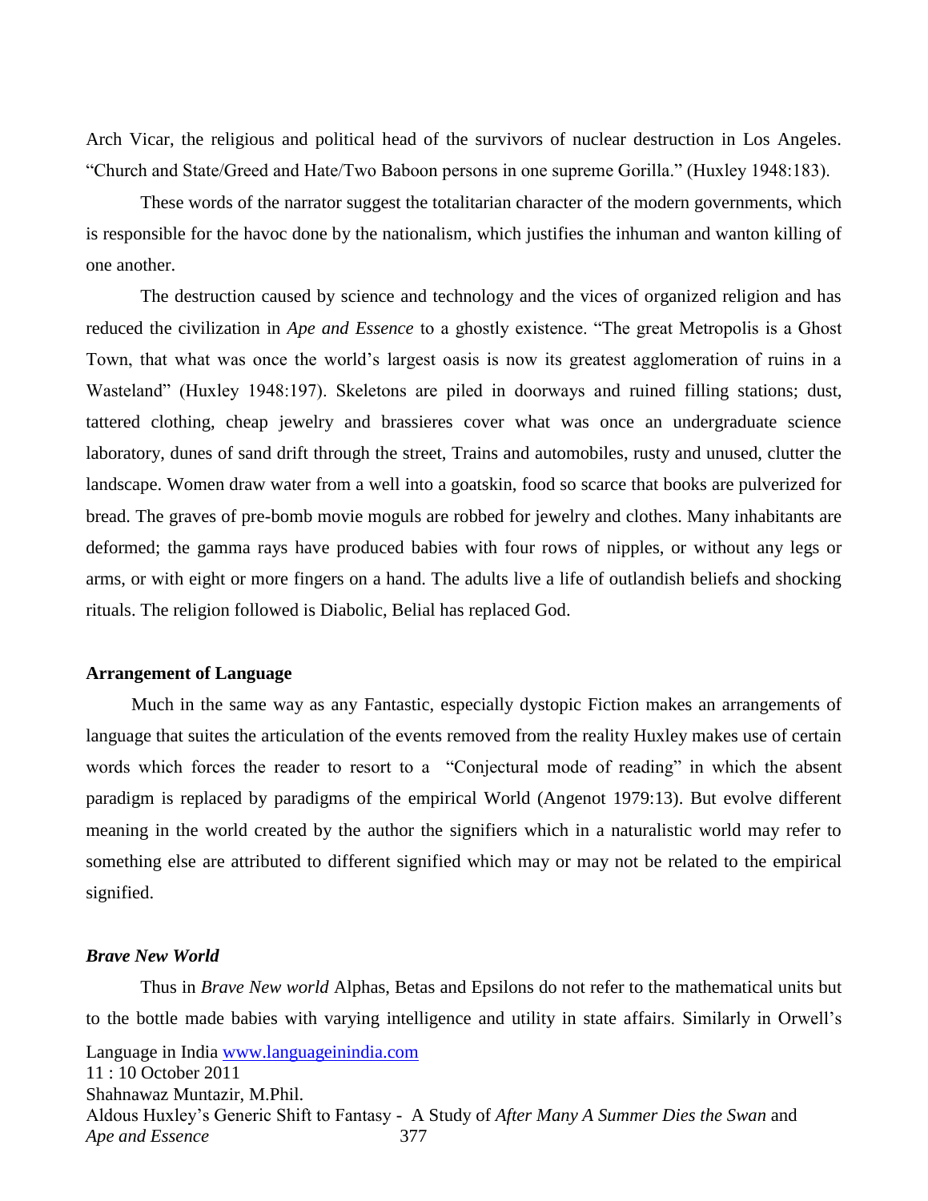Arch Vicar, the religious and political head of the survivors of nuclear destruction in Los Angeles. "Church and State/Greed and Hate/Two Baboon persons in one supreme Gorilla." (Huxley 1948:183).

These words of the narrator suggest the totalitarian character of the modern governments, which is responsible for the havoc done by the nationalism, which justifies the inhuman and wanton killing of one another.

The destruction caused by science and technology and the vices of organized religion and has reduced the civilization in *Ape and Essence* to a ghostly existence. "The great Metropolis is a Ghost Town, that what was once the world's largest oasis is now its greatest agglomeration of ruins in a Wasteland" (Huxley 1948:197). Skeletons are piled in doorways and ruined filling stations; dust, tattered clothing, cheap jewelry and brassieres cover what was once an undergraduate science laboratory, dunes of sand drift through the street, Trains and automobiles, rusty and unused, clutter the landscape. Women draw water from a well into a goatskin, food so scarce that books are pulverized for bread. The graves of pre-bomb movie moguls are robbed for jewelry and clothes. Many inhabitants are deformed; the gamma rays have produced babies with four rows of nipples, or without any legs or arms, or with eight or more fingers on a hand. The adults live a life of outlandish beliefs and shocking rituals. The religion followed is Diabolic, Belial has replaced God.

**Arrangement of Language**

Much in the same way as any Fantastic, especially dystopic Fiction makes an arrangements of language that suites the articulation of the events removed from the reality Huxley makes use of certain words which forces the reader to resort to a "Conjectural mode of reading" in which the absent paradigm is replaced by paradigms of the empirical World (Angenot 1979:13). But evolve different meaning in the world created by the author the signifiers which in a naturalistic world may refer to something else are attributed to different signified which may or may not be related to the empirical signified.

***Brave New World***

Thus in *Brave New world* Alphas, Betas and Epsilons do not refer to the mathematical units but to the bottle made babies with varying intelligence and utility in state affairs. Similarly in Orwell's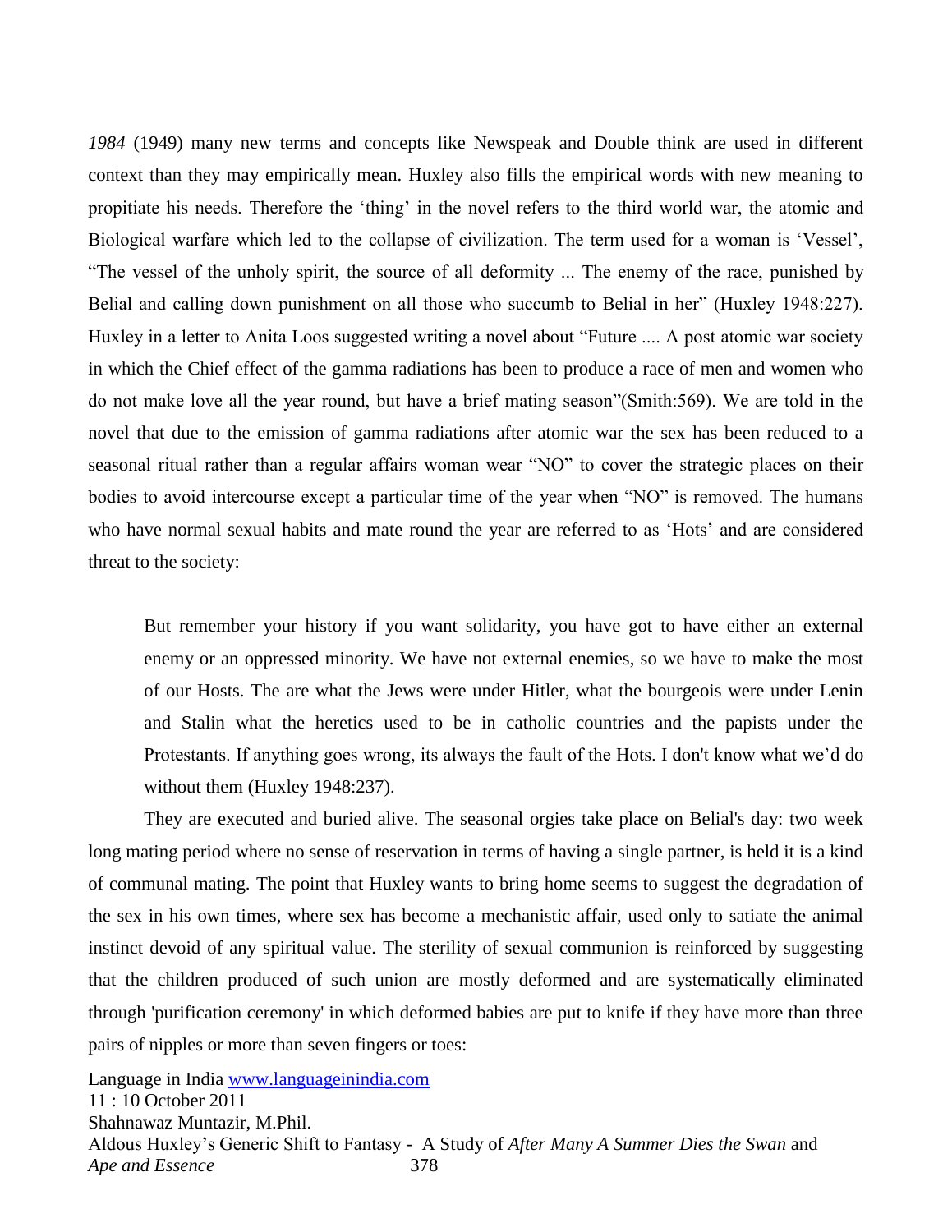*1984* (1949) many new terms and concepts like Newspeak and Double think are used in different context than they may empirically mean. Huxley also fills the empirical words with new meaning to propitiate his needs. Therefore the 'thing' in the novel refers to the third world war, the atomic and Biological warfare which led to the collapse of civilization. The term used for a woman is 'Vessel', "The vessel of the unholy spirit, the source of all deformity ... The enemy of the race, punished by Belial and calling down punishment on all those who succumb to Belial in her" (Huxley 1948:227). Huxley in a letter to Anita Loos suggested writing a novel about "Future .... A post atomic war society in which the Chief effect of the gamma radiations has been to produce a race of men and women who do not make love all the year round, but have a brief mating season"(Smith:569). We are told in the novel that due to the emission of gamma radiations after atomic war the sex has been reduced to a seasonal ritual rather than a regular affairs woman wear "NO" to cover the strategic places on their bodies to avoid intercourse except a particular time of the year when "NO" is removed. The humans who have normal sexual habits and mate round the year are referred to as 'Hots' and are considered threat to the society:

> But remember your history if you want solidarity, you have got to have either an external enemy or an oppressed minority. We have not external enemies, so we have to make the most of our Hosts. The are what the Jews were under Hitler, what the bourgeois were under Lenin and Stalin what the heretics used to be in catholic countries and the papists under the Protestants. If anything goes wrong, its always the fault of the Hots. I don't know what we'd do without them (Huxley 1948:237).

They are executed and buried alive. The seasonal orgies take place on Belial's day: two week long mating period where no sense of reservation in terms of having a single partner, is held it is a kind of communal mating. The point that Huxley wants to bring home seems to suggest the degradation of the sex in his own times, where sex has become a mechanistic affair, used only to satiate the animal instinct devoid of any spiritual value. The sterility of sexual communion is reinforced by suggesting that the children produced of such union are mostly deformed and are systematically eliminated through 'purification ceremony' in which deformed babies are put to knife if they have more than three pairs of nipples or more than seven fingers or toes: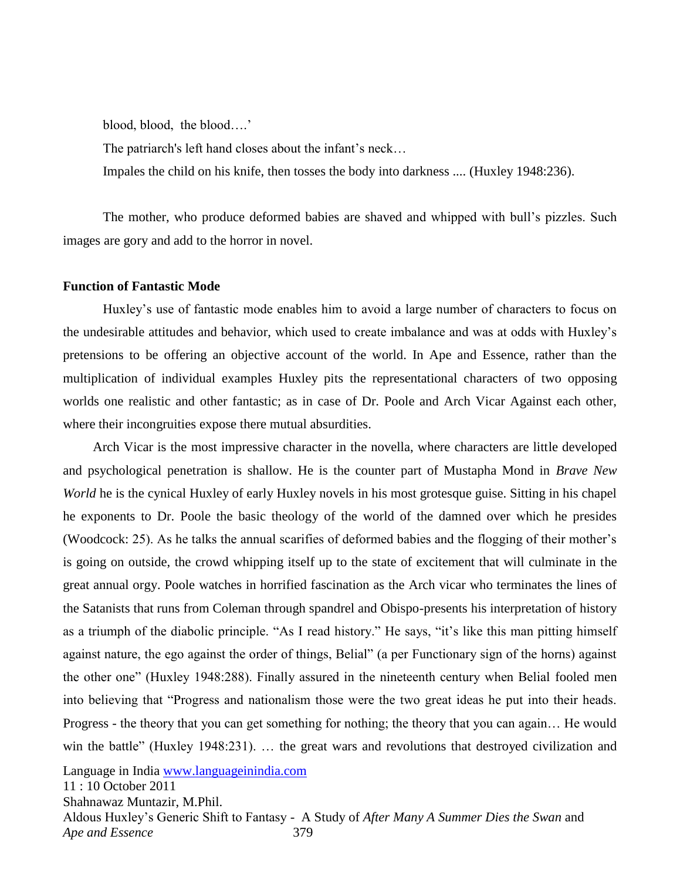blood, blood, the blood….'

The patriarch's left hand closes about the infant's neck…

Impales the child on his knife, then tosses the body into darkness .... (Huxley 1948:236).

The mother, who produce deformed babies are shaved and whipped with bull's pizzles. Such images are gory and add to the horror in novel.

**Function of Fantastic Mode**

Huxley's use of fantastic mode enables him to avoid a large number of characters to focus on the undesirable attitudes and behavior, which used to create imbalance and was at odds with Huxley's pretensions to be offering an objective account of the world. In Ape and Essence, rather than the multiplication of individual examples Huxley pits the representational characters of two opposing worlds one realistic and other fantastic; as in case of Dr. Poole and Arch Vicar Against each other, where their incongruities expose there mutual absurdities.

Arch Vicar is the most impressive character in the novella, where characters are little developed and psychological penetration is shallow. He is the counter part of Mustapha Mond in *Brave New World* he is the cynical Huxley of early Huxley novels in his most grotesque guise. Sitting in his chapel he exponents to Dr. Poole the basic theology of the world of the damned over which he presides (Woodcock: 25). As he talks the annual scarifies of deformed babies and the flogging of their mother's is going on outside, the crowd whipping itself up to the state of excitement that will culminate in the great annual orgy. Poole watches in horrified fascination as the Arch vicar who terminates the lines of the Satanists that runs from Coleman through spandrel and Obispo-presents his interpretation of history as a triumph of the diabolic principle. "As I read history." He says, "it's like this man pitting himself against nature, the ego against the order of things, Belial" (a per Functionary sign of the horns) against the other one" (Huxley 1948:288). Finally assured in the nineteenth century when Belial fooled men into believing that "Progress and nationalism those were the two great ideas he put into their heads. Progress - the theory that you can get something for nothing; the theory that you can again… He would win the battle" (Huxley 1948:231). … the great wars and revolutions that destroyed civilization and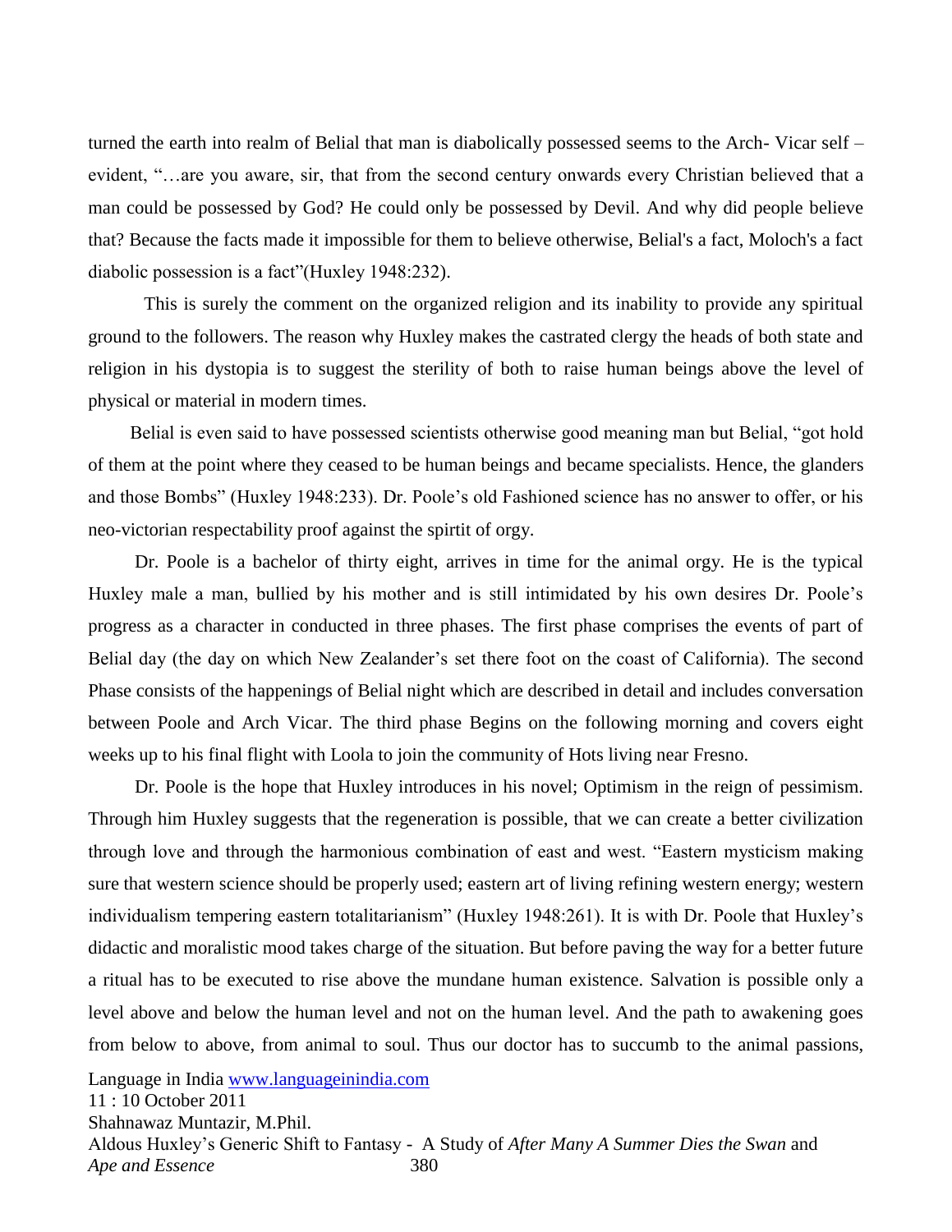turned the earth into realm of Belial that man is diabolically possessed seems to the Arch- Vicar self – evident, "…are you aware, sir, that from the second century onwards every Christian believed that a man could be possessed by God? He could only be possessed by Devil. And why did people believe that? Because the facts made it impossible for them to believe otherwise, Belial's a fact, Moloch's a fact diabolic possession is a fact"(Huxley 1948:232).

This is surely the comment on the organized religion and its inability to provide any spiritual ground to the followers. The reason why Huxley makes the castrated clergy the heads of both state and religion in his dystopia is to suggest the sterility of both to raise human beings above the level of physical or material in modern times.

Belial is even said to have possessed scientists otherwise good meaning man but Belial, "got hold of them at the point where they ceased to be human beings and became specialists. Hence, the glanders and those Bombs" (Huxley 1948:233). Dr. Poole's old Fashioned science has no answer to offer, or his neo-victorian respectability proof against the spirtit of orgy.

Dr. Poole is a bachelor of thirty eight, arrives in time for the animal orgy. He is the typical Huxley male a man, bullied by his mother and is still intimidated by his own desires Dr. Poole's progress as a character in conducted in three phases. The first phase comprises the events of part of Belial day (the day on which New Zealander's set there foot on the coast of California). The second Phase consists of the happenings of Belial night which are described in detail and includes conversation between Poole and Arch Vicar. The third phase Begins on the following morning and covers eight weeks up to his final flight with Loola to join the community of Hots living near Fresno.

Dr. Poole is the hope that Huxley introduces in his novel; Optimism in the reign of pessimism. Through him Huxley suggests that the regeneration is possible, that we can create a better civilization through love and through the harmonious combination of east and west. "Eastern mysticism making sure that western science should be properly used; eastern art of living refining western energy; western individualism tempering eastern totalitarianism" (Huxley 1948:261). It is with Dr. Poole that Huxley's didactic and moralistic mood takes charge of the situation. But before paving the way for a better future a ritual has to be executed to rise above the mundane human existence. Salvation is possible only a level above and below the human level and not on the human level. And the path to awakening goes from below to above, from animal to soul. Thus our doctor has to succumb to the animal passions,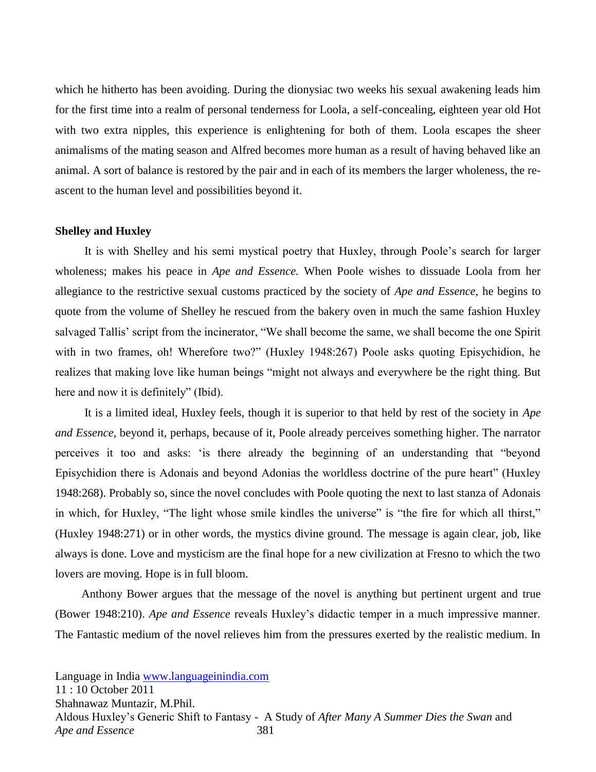which he hitherto has been avoiding. During the dionysiac two weeks his sexual awakening leads him for the first time into a realm of personal tenderness for Loola, a self-concealing, eighteen year old Hot with two extra nipples, this experience is enlightening for both of them. Loola escapes the sheer animalisms of the mating season and Alfred becomes more human as a result of having behaved like an animal. A sort of balance is restored by the pair and in each of its members the larger wholeness, the re-ascent to the human level and possibilities beyond it.

**Shelley and Huxley**

It is with Shelley and his semi mystical poetry that Huxley, through Poole's search for larger wholeness; makes his peace in *Ape and Essence.* When Poole wishes to dissuade Loola from her allegiance to the restrictive sexual customs practiced by the society of *Ape and Essence,* he begins to quote from the volume of Shelley he rescued from the bakery oven in much the same fashion Huxley salvaged Tallis' script from the incinerator, "We shall become the same, we shall become the one Spirit with in two frames, oh! Wherefore two?" (Huxley 1948:267) Poole asks quoting Episychidion, he realizes that making love like human beings "might not always and everywhere be the right thing. But here and now it is definitely" (Ibid).

It is a limited ideal, Huxley feels, though it is superior to that held by rest of the society in *Ape and Essence*, beyond it, perhaps, because of it, Poole already perceives something higher. The narrator perceives it too and asks: 'is there already the beginning of an understanding that "beyond Episychidion there is Adonais and beyond Adonias the worldless doctrine of the pure heart" (Huxley 1948:268). Probably so, since the novel concludes with Poole quoting the next to last stanza of Adonais in which, for Huxley, "The light whose smile kindles the universe" is "the fire for which all thirst," (Huxley 1948:271) or in other words, the mystics divine ground. The message is again clear, job, like always is done. Love and mysticism are the final hope for a new civilization at Fresno to which the two lovers are moving. Hope is in full bloom.

Anthony Bower argues that the message of the novel is anything but pertinent urgent and true (Bower 1948:210). *Ape and Essence* reveals Huxley's didactic temper in a much impressive manner. The Fantastic medium of the novel relieves him from the pressures exerted by the realistic medium. In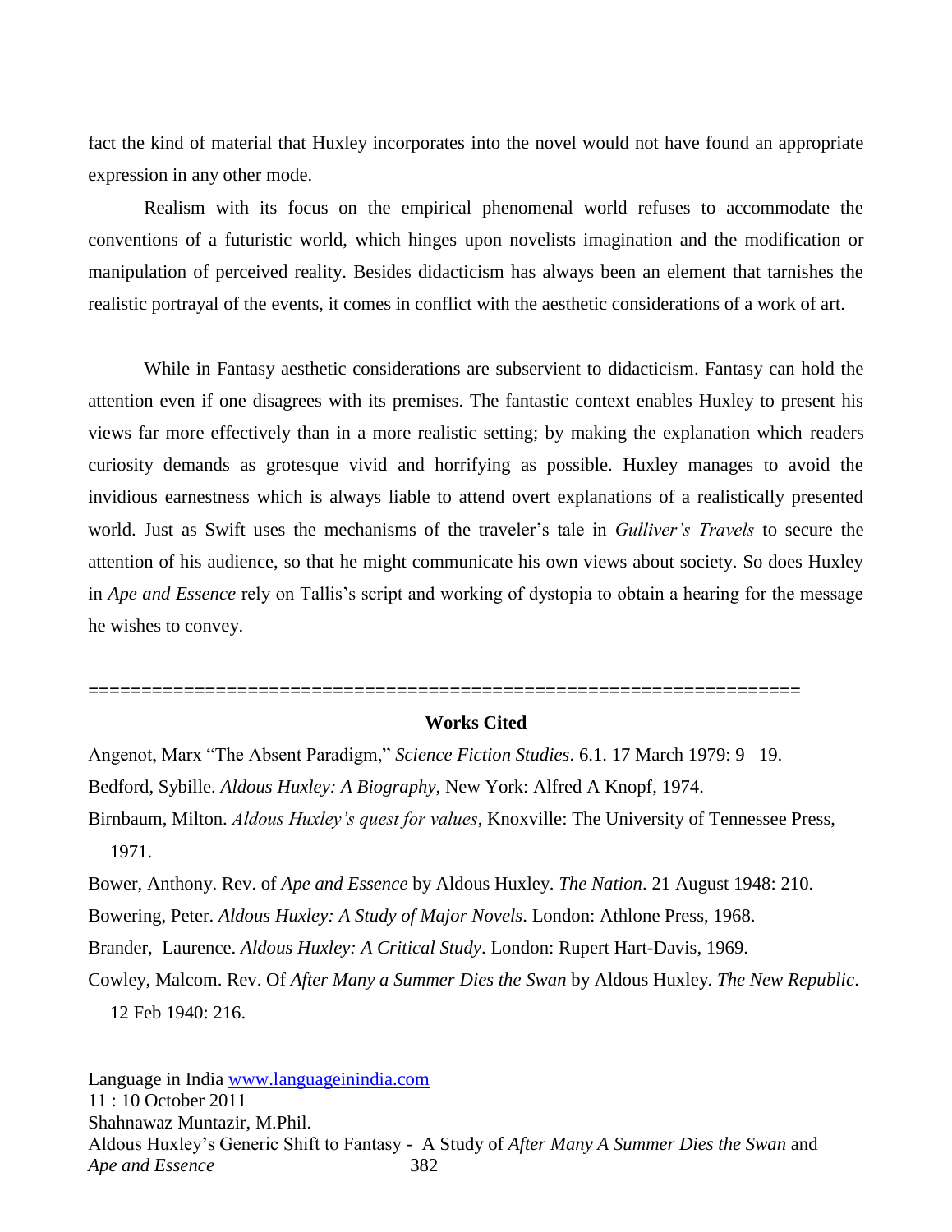fact the kind of material that Huxley incorporates into the novel would not have found an appropriate expression in any other mode.

Realism with its focus on the empirical phenomenal world refuses to accommodate the conventions of a futuristic world, which hinges upon novelists imagination and the modification or manipulation of perceived reality. Besides didacticism has always been an element that tarnishes the realistic portrayal of the events, it comes in conflict with the aesthetic considerations of a work of art.

While in Fantasy aesthetic considerations are subservient to didacticism. Fantasy can hold the attention even if one disagrees with its premises. The fantastic context enables Huxley to present his views far more effectively than in a more realistic setting; by making the explanation which readers curiosity demands as grotesque vivid and horrifying as possible. Huxley manages to avoid the invidious earnestness which is always liable to attend overt explanations of a realistically presented world. Just as Swift uses the mechanisms of the traveler's tale in *Gulliver's Travels* to secure the attention of his audience, so that he might communicate his own views about society. So does Huxley in *Ape and Essence* rely on Tallis's script and working of dystopia to obtain a hearing for the message he wishes to convey.

==================================================================

## Works Cited

Angenot, Marx "The Absent Paradigm," *Science Fiction Studies*. 6.1. 17 March 1979: 9 –19.

Bedford, Sybille. *Aldous Huxley: A Biography*, New York: Alfred A Knopf, 1974.

Birnbaum, Milton. *Aldous Huxley's quest for values*, Knoxville: The University of Tennessee Press, 1971.

Bower, Anthony. Rev. of *Ape and Essence* by Aldous Huxley. *The Nation*. 21 August 1948: 210.

Bowering, Peter. *Aldous Huxley: A Study of Major Novels*. London: Athlone Press, 1968.

Brander, Laurence. *Aldous Huxley: A Critical Study*. London: Rupert Hart-Davis, 1969.

Cowley, Malcom. Rev. Of *After Many a Summer Dies the Swan* by Aldous Huxley. *The New Republic*. 12 Feb 1940: 216.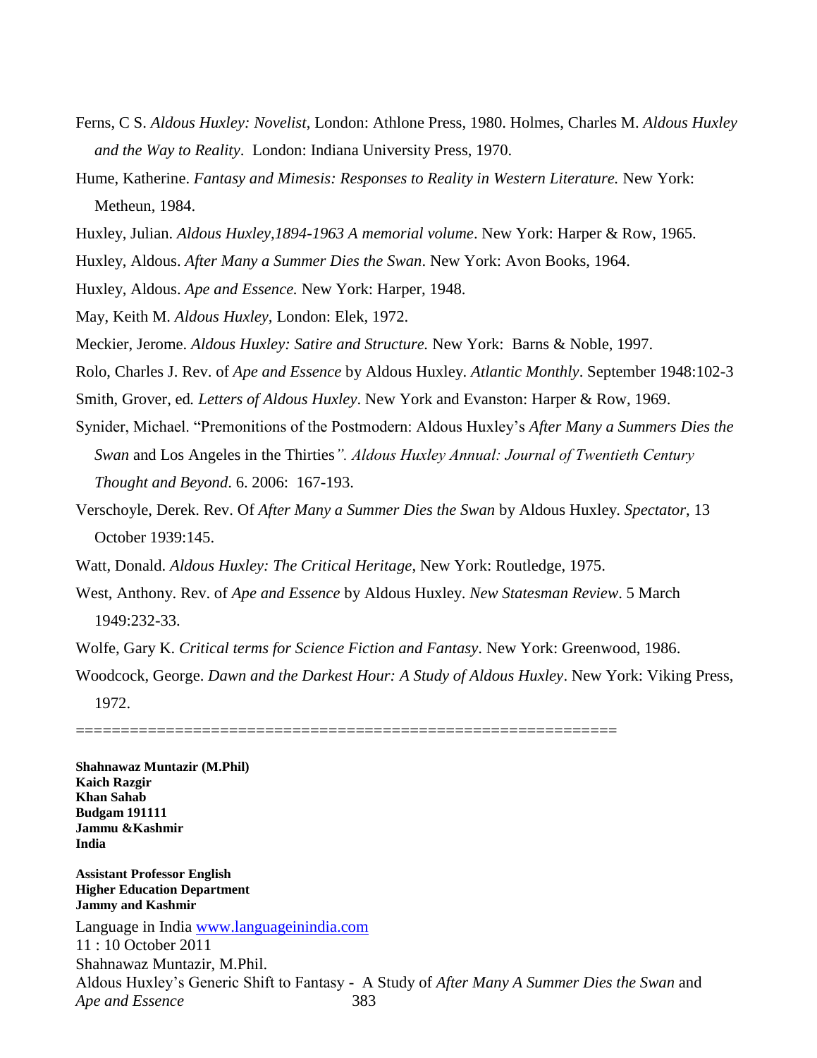Ferns, C S. *Aldous Huxley: Novelist*, London: Athlone Press, 1980. Holmes, Charles M. *Aldous Huxley and the Way to Reality*. London: Indiana University Press, 1970.

Hume, Katherine. *Fantasy and Mimesis: Responses to Reality in Western Literature.* New York: Metheun, 1984.

Huxley, Julian. *Aldous Huxley,1894-1963 A memorial volume*. New York: Harper & Row, 1965.

Huxley, Aldous. *After Many a Summer Dies the Swan*. New York: Avon Books, 1964.

Huxley, Aldous. *Ape and Essence.* New York: Harper, 1948.

May, Keith M. *Aldous Huxley,* London: Elek, 1972.

Meckier, Jerome. *Aldous Huxley: Satire and Structure.* New York: Barns & Noble, 1997.

Rolo, Charles J. Rev. of *Ape and Essence* by Aldous Huxley. *Atlantic Monthly*. September 1948:102-3

Smith, Grover, ed*. Letters of Aldous Huxley*. New York and Evanston: Harper & Row, 1969.

Synider, Michael. "Premonitions of the Postmodern: Aldous Huxley's *After Many a Summers Dies the Swan* and Los Angeles in the Thirties*". Aldous Huxley Annual: Journal of Twentieth Century Thought and Beyond*. 6. 2006: 167-193.

Verschoyle, Derek. Rev. Of *After Many a Summer Dies the Swan* by Aldous Huxley. *Spectator*, 13 October 1939:145.

Watt, Donald. *Aldous Huxley: The Critical Heritage*, New York: Routledge, 1975.

West, Anthony. Rev. of *Ape and Essence* by Aldous Huxley. *New Statesman Review*. 5 March 1949:232-33.

Wolfe, Gary K. *Critical terms for Science Fiction and Fantasy*. New York: Greenwood, 1986.

Woodcock, George. *Dawn and the Darkest Hour: A Study of Aldous Huxley*. New York: Viking Press, 1972.

==========================================================

**Shahnawaz Muntazir (M.Phil)**
**Kaich Razgir**
**Khan Sahab**
**Budgam 191111**
**Jammu &Kashmir**
**India**

**Assistant Professor English**
**Higher Education Department**
**Jammy and Kashmir**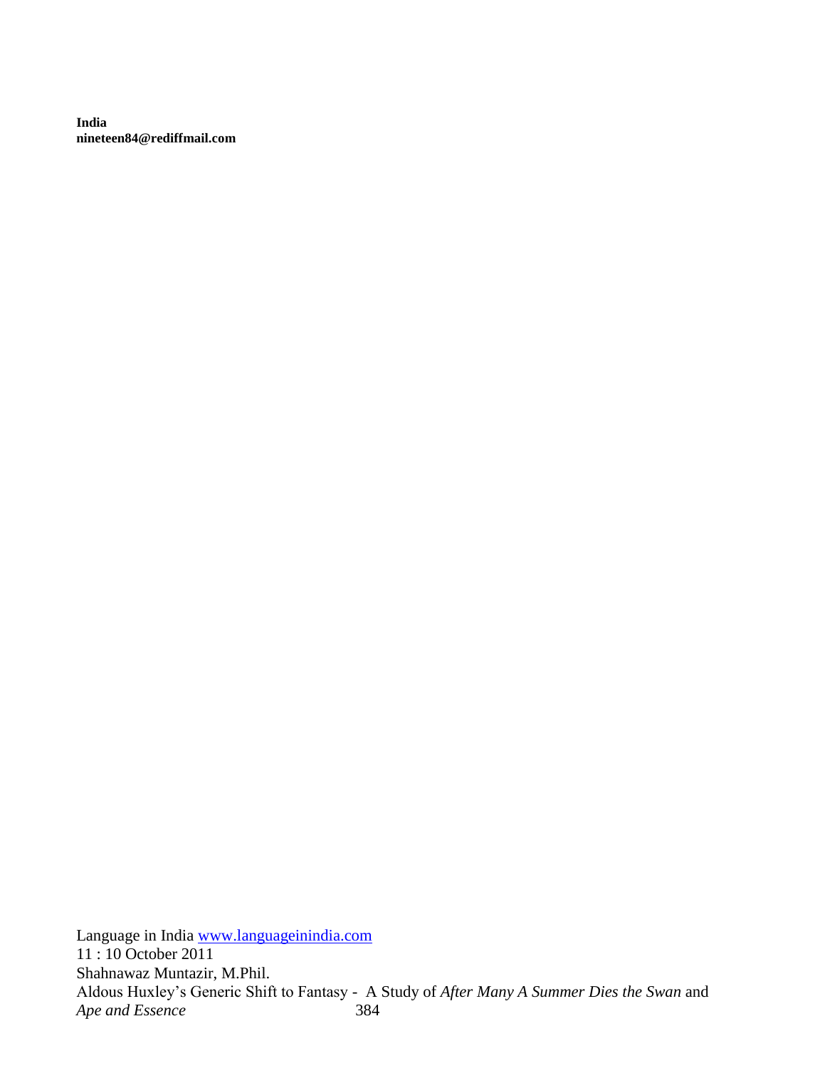**India**
**nineteen84@rediffmail.com**